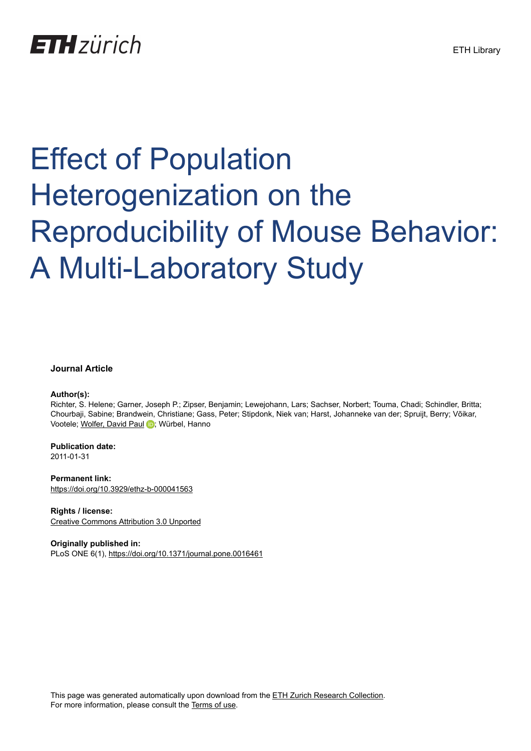ETH zürich

ETH Library

# Effect of Population Heterogenization on the Reproducibility of Mouse Behavior: A Multi-Laboratory Study

**Journal Article**

**Author(s):**
Richter, S. Helene; Garner, Joseph P.; Zipser, Benjamin; Lewejohann, Lars; Sachser, Norbert; Touma, Chadi; Schindler, Britta; Chourbaji, Sabine; Brandwein, Christiane; Gass, Peter; Stipdonk, Niek van; Harst, Johanneke van der; Spruijt, Berry; Võikar, Vootele; Wolfer, David Paul; Würbel, Hanno

**Publication date:**
2011-01-31

**Permanent link:**
https://doi.org/10.3929/ethz-b-000041563

**Rights / license:**
Creative Commons Attribution 3.0 Unported

**Originally published in:**
PLoS ONE 6(1), https://doi.org/10.1371/journal.pone.0016461

This page was generated automatically upon download from the ETH Zurich Research Collection.
For more information, please consult the Terms of use.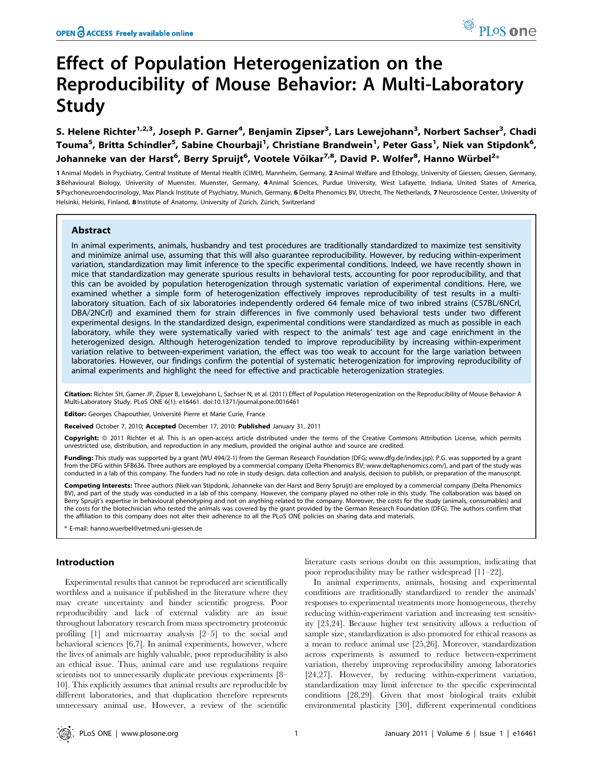# Effect of Population Heterogenization on the Reproducibility of Mouse Behavior: A Multi-Laboratory Study

**S. Helene Richter[1,2,3], Joseph P. Garner[4], Benjamin Zipser[3], Lars Lewejohann[3], Norbert Sachser[3], Chadi Touma[5], Britta Schindler[5], Sabine Chourbaji[1], Christiane Brandwein[1], Peter Gass[1], Niek van Stipdonk[6], Johanneke van der Harst[6], Berry Spruijt[6], Vootele Võikar[7,8], David P. Wolfer[8], Hanno Würbel[2]***

**1** Animal Models in Psychiatry, Central Institute of Mental Health (CIMH), Mannheim, Germany, **2** Animal Welfare and Ethology, University of Giessen, Giessen, Germany, **3** Behavioural Biology, University of Muenster, Muenster, Germany, **4** Animal Sciences, Purdue University, West Lafayette, Indiana, United States of America, **5** Psychoneuroendocrinology, Max Planck Institute of Psychiatry, Munich, Germany, **6** Delta Phenomics BV, Utrecht, The Netherlands, **7** Neuroscience Center, University of Helsinki, Helsinki, Finland, **8** Institute of Anatomy, University of Zürich, Zürich, Switzerland

## Abstract

In animal experiments, animals, husbandry and test procedures are traditionally standardized to maximize test sensitivity and minimize animal use, assuming that this will also guarantee reproducibility. However, by reducing within-experiment variation, standardization may limit inference to the specific experimental conditions. Indeed, we have recently shown in mice that standardization may generate spurious results in behavioral tests, accounting for poor reproducibility, and that this can be avoided by population heterogenization through systematic variation of experimental conditions. Here, we examined whether a simple form of heterogenization effectively improves reproducibility of test results in a multi-laboratory situation. Each of six laboratories independently ordered 64 female mice of two inbred strains (C57BL/6NCrl, DBA/2NCrl) and examined them for strain differences in five commonly used behavioral tests under two different experimental designs. In the standardized design, experimental conditions were standardized as much as possible in each laboratory, while they were systematically varied with respect to the animals' test age and cage enrichment in the heterogenized design. Although heterogenization tended to improve reproducibility by increasing within-experiment variation relative to between-experiment variation, the effect was too weak to account for the large variation between laboratories. However, our findings confirm the potential of systematic heterogenization for improving reproducibility of animal experiments and highlight the need for effective and practicable heterogenization strategies.

**Citation:** Richter SH, Garner JP, Zipser B, Lewejohann L, Sachser N, et al. (2011) Effect of Population Heterogenization on the Reproducibility of Mouse Behavior: A Multi-Laboratory Study. PLoS ONE 6(1): e16461. doi:10.1371/journal.pone.0016461

**Editor:** Georges Chapouthier, Université Pierre et Marie Curie, France

**Received** October 7, 2010; **Accepted** December 17, 2010; **Published** January 31, 2011

**Copyright:** © 2011 Richter et al. This is an open-access article distributed under the terms of the Creative Commons Attribution License, which permits unrestricted use, distribution, and reproduction in any medium, provided the original author and source are credited.

**Funding:** This study was supported by a grant (WU 494/2-1) from the German Research Foundation (DFG; www.dfg.de/index.jsp). P.G. was supported by a grant from the DFG within SFB636. Three authors are employed by a commercial company (Delta Phenomics BV; www.deltaphenomics.com/), and part of the study was conducted in a lab of this company. The funders had no role in study design, data collection and analysis, decision to publish, or preparation of the manuscript.

**Competing Interests:** Three authors (Niek van Stipdonk, Johanneke van der Harst and Berry Spruijt) are employed by a commercial company (Delta Phenomics BV), and part of the study was conducted in a lab of this company. However, the company played no other role in this study. The collaboration was based on Berry Spruijt's expertise in behavioural phenotyping and not on anything related to the company. Moreover, the costs for the study (animals, consumables) and the costs for the biotechnician who tested the animals was covered by the grant provided by the German Research Foundation (DFG). The authors confirm that the affiliation to this company does not alter their adherence to all the PLoS ONE policies on sharing data and materials.

\* E-mail: hanno.wuerbel@vetmed.uni-giessen.de

## Introduction

Experimental results that cannot be reproduced are scientifically worthless and a nuisance if published in the literature where they may create uncertainty and hinder scientific progress. Poor reproducibility and lack of external validity are an issue throughout laboratory research from mass spectrometry proteomic profiling [1] and microarray analysis [2–5] to the social and behavioral sciences [6,7]. In animal experiments, however, where the lives of animals are highly valuable, poor reproducibility is also an ethical issue. Thus, animal care and use regulations require scientists not to unnecessarily duplicate previous experiments [8–10]. This explicitly assumes that animal results are reproducible by different laboratories, and that duplication therefore represents unnecessary animal use. However, a review of the scientific literature casts serious doubt on this assumption, indicating that poor reproducibility may be rather widespread [11–22].

In animal experiments, animals, housing and experimental conditions are traditionally standardized to render the animals' responses to experimental treatments more homogeneous, thereby reducing within-experiment variation and increasing test sensitivity [23,24]. Because higher test sensitivity allows a reduction of sample size, standardization is also promoted for ethical reasons as a mean to reduce animal use [25,26]. Moreover, standardization across experiments is assumed to reduce between-experiment variation, thereby improving reproducibility among laboratories [24,27]. However, by reducing within-experiment variation, standardization may limit inference to the specific experimental conditions [28,29]. Given that most biological traits exhibit environmental plasticity [30], different experimental conditions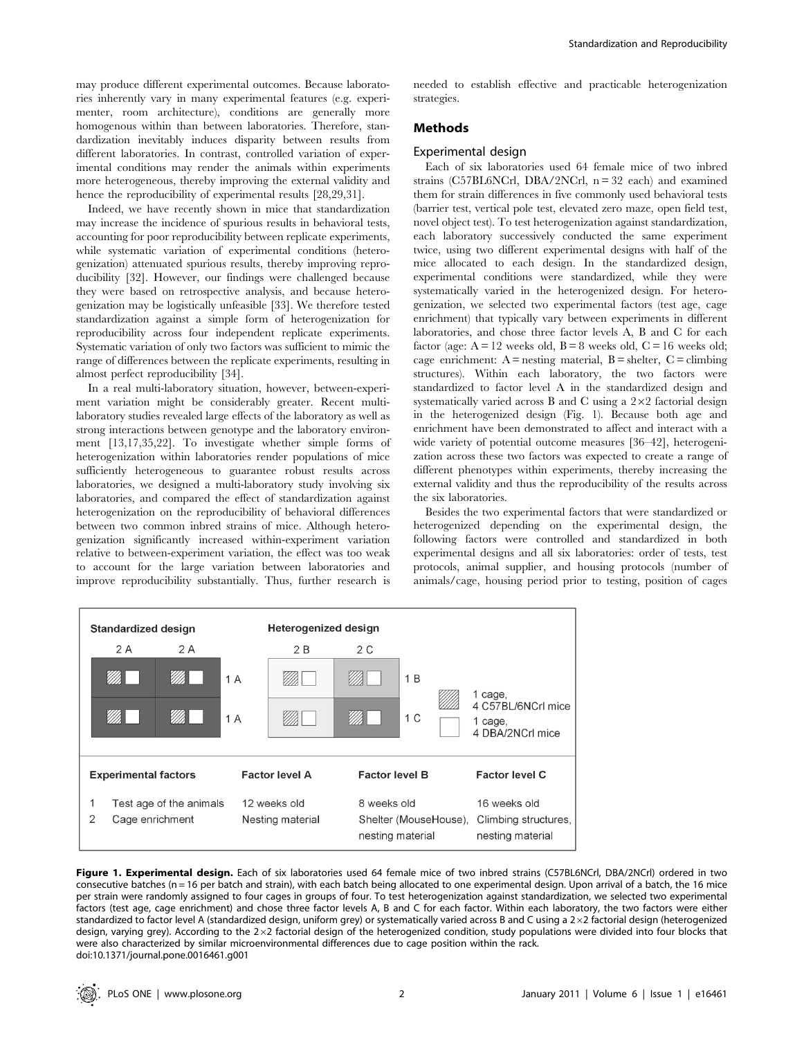may produce different experimental outcomes. Because laboratories inherently vary in many experimental features (e.g. experimenter, room architecture), conditions are generally more homogenous within than between laboratories. Therefore, standardization inevitably induces disparity between results from different laboratories. In contrast, controlled variation of experimental conditions may render the animals within experiments more heterogeneous, thereby improving the external validity and hence the reproducibility of experimental results [28,29,31].

Indeed, we have recently shown in mice that standardization may increase the incidence of spurious results in behavioral tests, accounting for poor reproducibility between replicate experiments, while systematic variation of experimental conditions (heterogenization) attenuated spurious results, thereby improving reproducibility [32]. However, our findings were challenged because they were based on retrospective analysis, and because heterogenization may be logistically unfeasible [33]. We therefore tested standardization against a simple form of heterogenization for reproducibility across four independent replicate experiments. Systematic variation of only two factors was sufficient to mimic the range of differences between the replicate experiments, resulting in almost perfect reproducibility [34].

In a real multi-laboratory situation, however, between-experiment variation might be considerably greater. Recent multi-laboratory studies revealed large effects of the laboratory as well as strong interactions between genotype and the laboratory environment [13,17,35,22]. To investigate whether simple forms of heterogenization within laboratories render populations of mice sufficiently heterogeneous to guarantee robust results across laboratories, we designed a multi-laboratory study involving six laboratories, and compared the effect of standardization against heterogenization on the reproducibility of behavioral differences between two common inbred strains of mice. Although heterogenization significantly increased within-experiment variation relative to between-experiment variation, the effect was too weak to account for the large variation between laboratories and improve reproducibility substantially. Thus, further research is needed to establish effective and practicable heterogenization strategies.

## Methods

### Experimental design

Each of six laboratories used 64 female mice of two inbred strains (C57BL6NCrl, DBA/2NCrl, n = 32 each) and examined them for strain differences in five commonly used behavioral tests (barrier test, vertical pole test, elevated zero maze, open field test, novel object test). To test heterogenization against standardization, each laboratory successively conducted the same experiment twice, using two different experimental designs with half of the mice allocated to each design. In the standardized design, experimental conditions were standardized, while they were systematically varied in the heterogenized design. For heterogenization, we selected two experimental factors (test age, cage enrichment) that typically vary between experiments in different laboratories, and chose three factor levels A, B and C for each factor (age: A = 12 weeks old, B = 8 weeks old, C = 16 weeks old; cage enrichment: A = nesting material, B = shelter, C = climbing structures). Within each laboratory, the two factors were standardized to factor level A in the standardized design and systematically varied across B and C using a 2×2 factorial design in the heterogenized design (Fig. 1). Because both age and enrichment have been demonstrated to affect and interact with a wide variety of potential outcome measures [36–42], heterogenization across these two factors was expected to create a range of different phenotypes within experiments, thereby increasing the external validity and thus the reproducibility of the results across the six laboratories.

Besides the two experimental factors that were standardized or heterogenized depending on the experimental design, the following factors were controlled and standardized in both experimental designs and all six laboratories: order of tests, test protocols, animal supplier, and housing protocols (number of animals/cage, housing period prior to testing, position of cages

| Experimental factors | | Factor level A | Factor level B | Factor level C |
|---|---|---|---|---|
| 1 | Test age of the animals | 12 weeks old | 8 weeks old | 16 weeks old |
| 2 | Cage enrichment | Nesting material | Shelter (MouseHouse), nesting material | Climbing structures, nesting material |

**Figure 1. Experimental design.** Each of six laboratories used 64 female mice of two inbred strains (C57BL6NCrl, DBA/2NCrl) ordered in two consecutive batches (n = 16 per batch and strain), with each batch being allocated to one experimental design. Upon arrival of a batch, the 16 mice per strain were randomly assigned to four cages in groups of four. To test heterogenization against standardization, we selected two experimental factors (test age, cage enrichment) and chose three factor levels A, B and C for each factor. Within each laboratory, the two factors were either standardized to factor level A (standardized design, uniform grey) or systematically varied across B and C using a 2×2 factorial design (heterogenized design, varying grey). According to the 2×2 factorial design of the heterogenized condition, study populations were divided into four blocks that were also characterized by similar microenvironmental differences due to cage position within the rack.
doi:10.1371/journal.pone.0016461.g001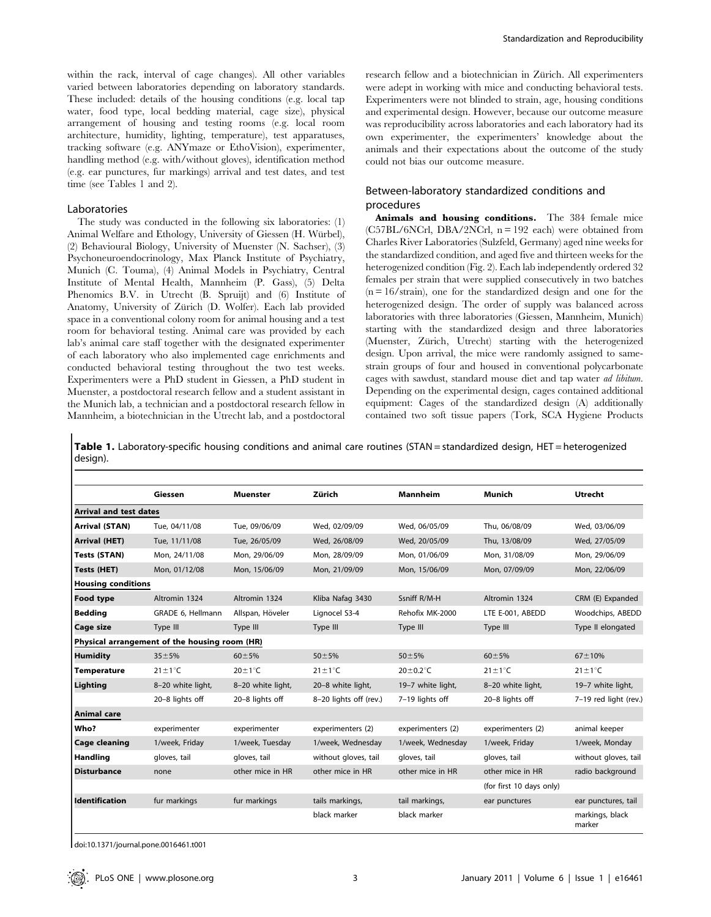within the rack, interval of cage changes). All other variables varied between laboratories depending on laboratory standards. These included: details of the housing conditions (e.g. local tap water, food type, local bedding material, cage size), physical arrangement of housing and testing rooms (e.g. local room architecture, humidity, lighting, temperature), test apparatuses, tracking software (e.g. ANYmaze or EthoVision), experimenter, handling method (e.g. with/without gloves), identification method (e.g. ear punctures, fur markings) arrival and test dates, and test time (see Tables 1 and 2).

### Laboratories

The study was conducted in the following six laboratories: (1) Animal Welfare and Ethology, University of Giessen (H. Würbel), (2) Behavioural Biology, University of Muenster (N. Sachser), (3) Psychoneuroendocrinology, Max Planck Institute of Psychiatry, Munich (C. Touma), (4) Animal Models in Psychiatry, Central Institute of Mental Health, Mannheim (P. Gass), (5) Delta Phenomics B.V. in Utrecht (B. Spruijt) and (6) Institute of Anatomy, University of Zürich (D. Wolfer). Each lab provided space in a conventional colony room for animal housing and a test room for behavioral testing. Animal care was provided by each lab's animal care staff together with the designated experimenter of each laboratory who also implemented cage enrichments and conducted behavioral testing throughout the two test weeks. Experimenters were a PhD student in Giessen, a PhD student in Muenster, a postdoctoral research fellow and a student assistant in the Munich lab, a technician and a postdoctoral research fellow in Mannheim, a biotechnician in the Utrecht lab, and a postdoctoral research fellow and a biotechnician in Zürich. All experimenters were adept in working with mice and conducting behavioral tests. Experimenters were not blinded to strain, age, housing conditions and experimental design. However, because our outcome measure was reproducibility across laboratories and each laboratory had its own experimenter, the experimenters' knowledge about the animals and their expectations about the outcome of the study could not bias our outcome measure.

### Between-laboratory standardized conditions and procedures

**Animals and housing conditions.** The 384 female mice (C57BL/6NCrl, DBA/2NCrl, n = 192 each) were obtained from Charles River Laboratories (Sulzfeld, Germany) aged nine weeks for the standardized condition, and aged five and thirteen weeks for the heterogenized condition (Fig. 2). Each lab independently ordered 32 females per strain that were supplied consecutively in two batches (n = 16/strain), one for the standardized design and one for the heterogenized design. The order of supply was balanced across laboratories with three laboratories (Giessen, Mannheim, Munich) starting with the standardized design and three laboratories (Muenster, Zürich, Utrecht) starting with the heterogenized design. Upon arrival, the mice were randomly assigned to same-strain groups of four and housed in conventional polycarbonate cages with sawdust, standard mouse diet and tap water *ad libitum*. Depending on the experimental design, cages contained additional equipment: Cages of the standardized design (A) additionally contained two soft tissue papers (Tork, SCA Hygiene Products

**Table 1.** Laboratory-specific housing conditions and animal care routines (STAN = standardized design, HET = heterogenized design).

| | Giessen | Muenster | Zürich | Mannheim | Munich | Utrecht |
|---|---|---|---|---|---|---|
| **Arrival and test dates** | | | | | | |
| **Arrival (STAN)** | Tue, 04/11/08 | Tue, 09/06/09 | Wed, 02/09/09 | Wed, 06/05/09 | Thu, 06/08/09 | Wed, 03/06/09 |
| **Arrival (HET)** | Tue, 11/11/08 | Tue, 26/05/09 | Wed, 26/08/09 | Wed, 20/05/09 | Thu, 13/08/09 | Wed, 27/05/09 |
| **Tests (STAN)** | Mon, 24/11/08 | Mon, 29/06/09 | Mon, 28/09/09 | Mon, 01/06/09 | Mon, 31/08/09 | Mon, 29/06/09 |
| **Tests (HET)** | Mon, 01/12/08 | Mon, 15/06/09 | Mon, 21/09/09 | Mon, 15/06/09 | Mon, 07/09/09 | Mon, 22/06/09 |
| **Housing conditions** | | | | | | |
| **Food type** | Altromin 1324 | Altromin 1324 | Kliba Nafag 3430 | Ssniff R/M-H | Altromin 1324 | CRM (E) Expanded |
| **Bedding** | GRADE 6, Hellmann | Allspan, Höveler | Lignocel S3-4 | Rehofix MK-2000 | LTE E-001, ABEDD | Woodchips, ABEDD |
| **Cage size** | Type III | Type III | Type III | Type III | Type III | Type II elongated |
| **Physical arrangement of the housing room (HR)** | | | | | | |
| **Humidity** | 35±5% | 60±5% | 50±5% | 50±5% | 60±5% | 67±10% |
| **Temperature** | 21±1°C | 20±1°C | 21±1°C | 20±0.2°C | 21±1°C | 21±1°C |
| **Lighting** | 8–20 white light, 20–8 lights off | 8–20 white light, 20–8 lights off | 20–8 white light, 8–20 lights off (rev.) | 19–7 white light, 7–19 lights off | 8–20 white light, 20–8 lights off | 19–7 white light, 7–19 red light (rev.) |
| **Animal care** | | | | | | |
| **Who?** | experimenter | experimenter | experimenters (2) | experimenters (2) | experimenters (2) | animal keeper |
| **Cage cleaning** | 1/week, Friday | 1/week, Tuesday | 1/week, Wednesday | 1/week, Wednesday | 1/week, Friday | 1/week, Monday |
| **Handling** | gloves, tail | gloves, tail | without gloves, tail | gloves, tail | gloves, tail | without gloves, tail |
| **Disturbance** | none | other mice in HR | other mice in HR | other mice in HR | other mice in HR (for first 10 days only) | radio background |
| **Identification** | fur markings | fur markings | tails markings, black marker | tail markings, black marker | ear punctures | ear punctures, tail markings, black marker |

doi:10.1371/journal.pone.0016461.t001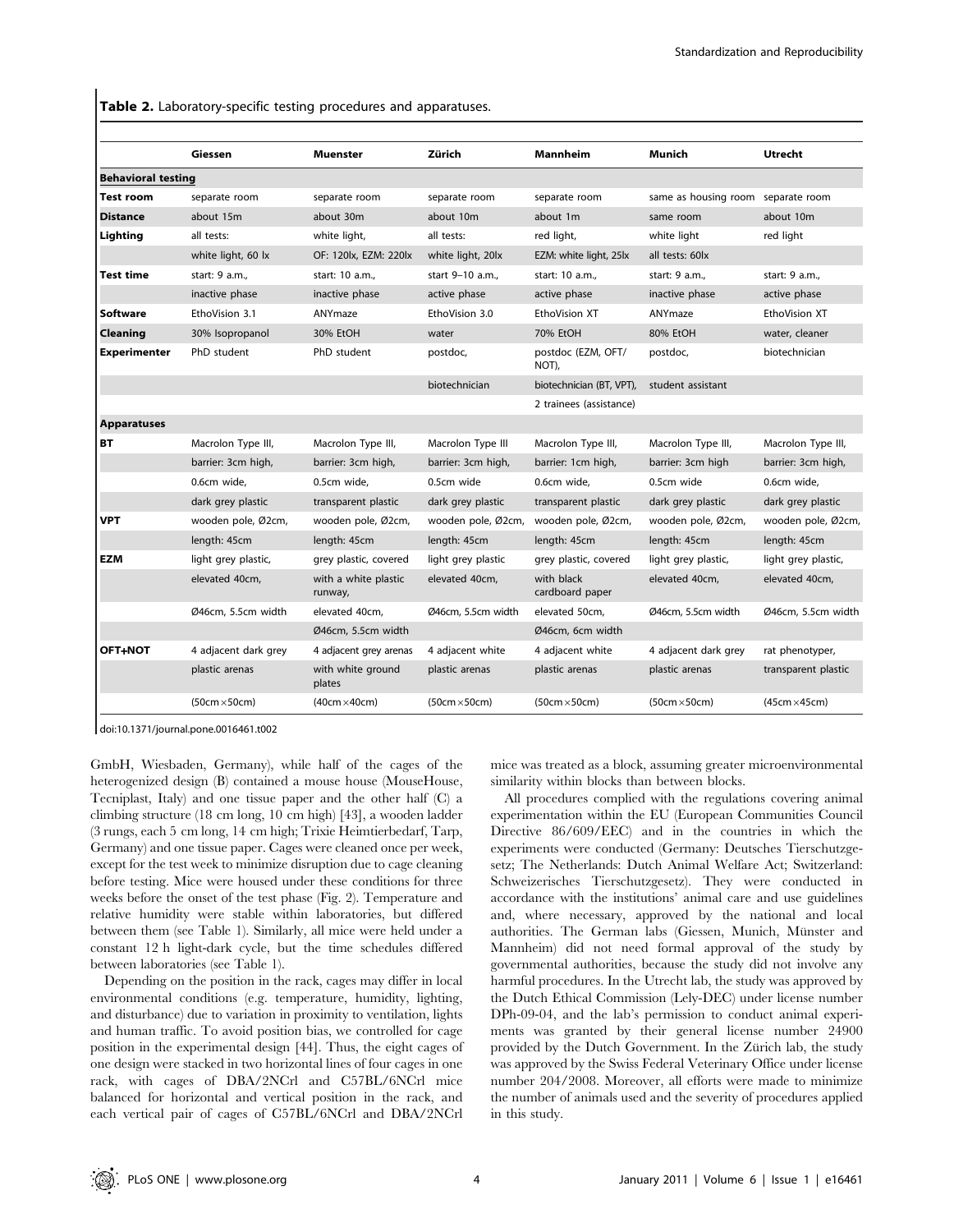**Table 2.** Laboratory-specific testing procedures and apparatuses.

| | Giessen | Muenster | Zürich | Mannheim | Munich | Utrecht |
|---|---|---|---|---|---|---|
| **Behavioral testing** | | | | | | |
| **Test room** | separate room | separate room | separate room | separate room | same as housing room | separate room |
| **Distance** | about 15m | about 30m | about 10m | about 1m | same room | about 10m |
| **Lighting** | all tests: white light, 60 lx | white light, OF: 120lx, EZM: 220lx | all tests: white light, 20lx | red light, EZM: white light, 25lx | white light all tests: 60lx | red light |
| **Test time** | start: 9 a.m., inactive phase | start: 10 a.m., inactive phase | start 9–10 a.m., active phase | start: 10 a.m., active phase | start: 9 a.m., inactive phase | start: 9 a.m., active phase |
| **Software** | EthoVision 3.1 | ANYmaze | EthoVision 3.0 | EthoVision XT | ANYmaze | EthoVision XT |
| **Cleaning** | 30% Isopropanol | 30% EtOH | water | 70% EtOH | 80% EtOH | water, cleaner |
| **Experimenter** | PhD student | PhD student | postdoc, biotechnician | postdoc (EZM, OFT/NOT), biotechnician (BT, VPT), 2 trainees (assistance) | postdoc, student assistant | biotechnician |
| **Apparatuses** | | | | | | |
| **BT** | Macrolon Type III, barrier: 3cm high, 0.6cm wide, dark grey plastic | Macrolon Type III, barrier: 3cm high, 0.5cm wide, transparent plastic | Macrolon Type III barrier: 3cm high, 0.5cm wide dark grey plastic | Macrolon Type III, barrier: 1cm high, 0.6cm wide, transparent plastic | Macrolon Type III, barrier: 3cm high 0.5cm wide dark grey plastic | Macrolon Type III, barrier: 3cm high, 0.6cm wide, dark grey plastic |
| **VPT** | wooden pole, Ø2cm, length: 45cm | wooden pole, Ø2cm, length: 45cm | wooden pole, Ø2cm, length: 45cm | wooden pole, Ø2cm, length: 45cm | wooden pole, Ø2cm, length: 45cm | wooden pole, Ø2cm, length: 45cm |
| **EZM** | light grey plastic, elevated 40cm, Ø46cm, 5.5cm width | grey plastic, covered with a white plastic runway, elevated 40cm, Ø46cm, 5.5cm width | light grey plastic elevated 40cm, Ø46cm, 5.5cm width | grey plastic, covered with black cardboard paper elevated 50cm, Ø46cm, 6cm width | light grey plastic, elevated 40cm, Ø46cm, 5.5cm width | light grey plastic, elevated 40cm, Ø46cm, 5.5cm width |
| **OFT+NOT** | 4 adjacent dark grey plastic arenas (50cm×50cm) | 4 adjacent grey arenas with white ground plates (40cm×40cm) | 4 adjacent white plastic arenas (50cm×50cm) | 4 adjacent white plastic arenas (50cm×50cm) | 4 adjacent dark grey plastic arenas (50cm×50cm) | rat phenotyper, transparent plastic (45cm×45cm) |

doi:10.1371/journal.pone.0016461.t002

GmbH, Wiesbaden, Germany), while half of the cages of the heterogenized design (B) contained a mouse house (MouseHouse, Tecniplast, Italy) and one tissue paper and the other half (C) a climbing structure (18 cm long, 10 cm high) [43], a wooden ladder (3 rungs, each 5 cm long, 14 cm high; Trixie Heimtierbedarf, Tarp, Germany) and one tissue paper. Cages were cleaned once per week, except for the test week to minimize disruption due to cage cleaning before testing. Mice were housed under these conditions for three weeks before the onset of the test phase (Fig. 2). Temperature and relative humidity were stable within laboratories, but differed between them (see Table 1). Similarly, all mice were held under a constant 12 h light-dark cycle, but the time schedules differed between laboratories (see Table 1).

Depending on the position in the rack, cages may differ in local environmental conditions (e.g. temperature, humidity, lighting, and disturbance) due to variation in proximity to ventilation, lights and human traffic. To avoid position bias, we controlled for cage position in the experimental design [44]. Thus, the eight cages of one design were stacked in two horizontal lines of four cages in one rack, with cages of DBA/2NCrl and C57BL/6NCrl mice balanced for horizontal and vertical position in the rack, and each vertical pair of cages of C57BL/6NCrl and DBA/2NCrl mice was treated as a block, assuming greater microenvironmental similarity within blocks than between blocks.

All procedures complied with the regulations covering animal experimentation within the EU (European Communities Council Directive 86/609/EEC) and in the countries in which the experiments were conducted (Germany: Deutsches Tierschutzgesetz; The Netherlands: Dutch Animal Welfare Act; Switzerland: Schweizerisches Tierschutzgesetz). They were conducted in accordance with the institutions' animal care and use guidelines and, where necessary, approved by the national and local authorities. The German labs (Giessen, Munich, Münster and Mannheim) did not need formal approval of the study by governmental authorities, because the study did not involve any harmful procedures. In the Utrecht lab, the study was approved by the Dutch Ethical Commission (Lely-DEC) under license number DPh-09-04, and the lab's permission to conduct animal experiments was granted by their general license number 24900 provided by the Dutch Government. In the Zürich lab, the study was approved by the Swiss Federal Veterinary Office under license number 204/2008. Moreover, all efforts were made to minimize the number of animals used and the severity of procedures applied in this study.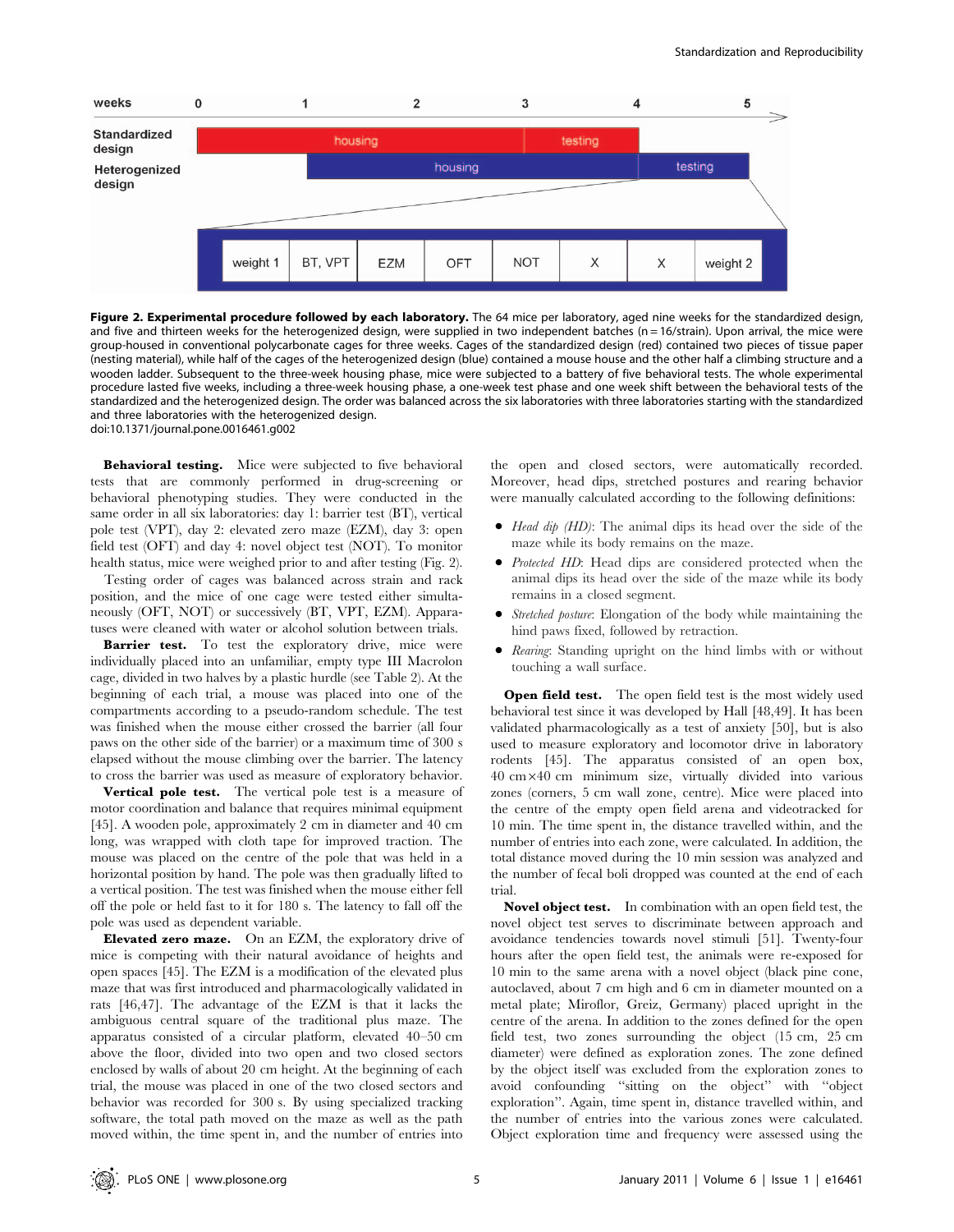**Figure 2. Experimental procedure followed by each laboratory.** The 64 mice per laboratory, aged nine weeks for the standardized design, and five and thirteen weeks for the heterogenized design, were supplied in two independent batches (n = 16/strain). Upon arrival, the mice were group-housed in conventional polycarbonate cages for three weeks. Cages of the standardized design (red) contained two pieces of tissue paper (nesting material), while half of the cages of the heterogenized design (blue) contained a mouse house and the other half a climbing structure and a wooden ladder. Subsequent to the three-week housing phase, mice were subjected to a battery of five behavioral tests. The whole experimental procedure lasted five weeks, including a three-week housing phase, a one-week test phase and one week shift between the behavioral tests of the standardized and the heterogenized design. The order was balanced across the six laboratories with three laboratories starting with the standardized and three laboratories with the heterogenized design.
doi:10.1371/journal.pone.0016461.g002

**Behavioral testing.** Mice were subjected to five behavioral tests that are commonly performed in drug-screening or behavioral phenotyping studies. They were conducted in the same order in all six laboratories: day 1: barrier test (BT), vertical pole test (VPT), day 2: elevated zero maze (EZM), day 3: open field test (OFT) and day 4: novel object test (NOT). To monitor health status, mice were weighed prior to and after testing (Fig. 2).

Testing order of cages was balanced across strain and rack position, and the mice of one cage were tested either simultaneously (OFT, NOT) or successively (BT, VPT, EZM). Apparatuses were cleaned with water or alcohol solution between trials.

**Barrier test.** To test the exploratory drive, mice were individually placed into an unfamiliar, empty type III Macrolon cage, divided in two halves by a plastic hurdle (see Table 2). At the beginning of each trial, a mouse was placed into one of the compartments according to a pseudo-random schedule. The test was finished when the mouse either crossed the barrier (all four paws on the other side of the barrier) or a maximum time of 300 s elapsed without the mouse climbing over the barrier. The latency to cross the barrier was used as measure of exploratory behavior.

**Vertical pole test.** The vertical pole test is a measure of motor coordination and balance that requires minimal equipment [45]. A wooden pole, approximately 2 cm in diameter and 40 cm long, was wrapped with cloth tape for improved traction. The mouse was placed on the centre of the pole that was held in a horizontal position by hand. The pole was then gradually lifted to a vertical position. The test was finished when the mouse either fell off the pole or held fast to it for 180 s. The latency to fall off the pole was used as dependent variable.

**Elevated zero maze.** On an EZM, the exploratory drive of mice is competing with their natural avoidance of heights and open spaces [45]. The EZM is a modification of the elevated plus maze that was first introduced and pharmacologically validated in rats [46,47]. The advantage of the EZM is that it lacks the ambiguous central square of the traditional plus maze. The apparatus consisted of a circular platform, elevated 40–50 cm above the floor, divided into two open and two closed sectors enclosed by walls of about 20 cm height. At the beginning of each trial, the mouse was placed in one of the two closed sectors and behavior was recorded for 300 s. By using specialized tracking software, the total path moved on the maze as well as the path moved within, the time spent in, and the number of entries into the open and closed sectors, were automatically recorded. Moreover, head dips, stretched postures and rearing behavior were manually calculated according to the following definitions:

- *Head dip (HD)*: The animal dips its head over the side of the maze while its body remains on the maze.
- *Protected HD*: Head dips are considered protected when the animal dips its head over the side of the maze while its body remains in a closed segment.
- *Stretched posture*: Elongation of the body while maintaining the hind paws fixed, followed by retraction.
- *Rearing*: Standing upright on the hind limbs with or without touching a wall surface.

**Open field test.** The open field test is the most widely used behavioral test since it was developed by Hall [48,49]. It has been validated pharmacologically as a test of anxiety [50], but is also used to measure exploratory and locomotor drive in laboratory rodents [45]. The apparatus consisted of an open box, 40 cm×40 cm minimum size, virtually divided into various zones (corners, 5 cm wall zone, centre). Mice were placed into the centre of the empty open field arena and videotracked for 10 min. The time spent in, the distance travelled within, and the number of entries into each zone, were calculated. In addition, the total distance moved during the 10 min session was analyzed and the number of fecal boli dropped was counted at the end of each trial.

**Novel object test.** In combination with an open field test, the novel object test serves to discriminate between approach and avoidance tendencies towards novel stimuli [51]. Twenty-four hours after the open field test, the animals were re-exposed for 10 min to the same arena with a novel object (black pine cone, autoclaved, about 7 cm high and 6 cm in diameter mounted on a metal plate; Miroflor, Greiz, Germany) placed upright in the centre of the arena. In addition to the zones defined for the open field test, two zones surrounding the object (15 cm, 25 cm diameter) were defined as exploration zones. The zone defined by the object itself was excluded from the exploration zones to avoid confounding "sitting on the object" with "object exploration". Again, time spent in, distance travelled within, and the number of entries into the various zones were calculated. Object exploration time and frequency were assessed using the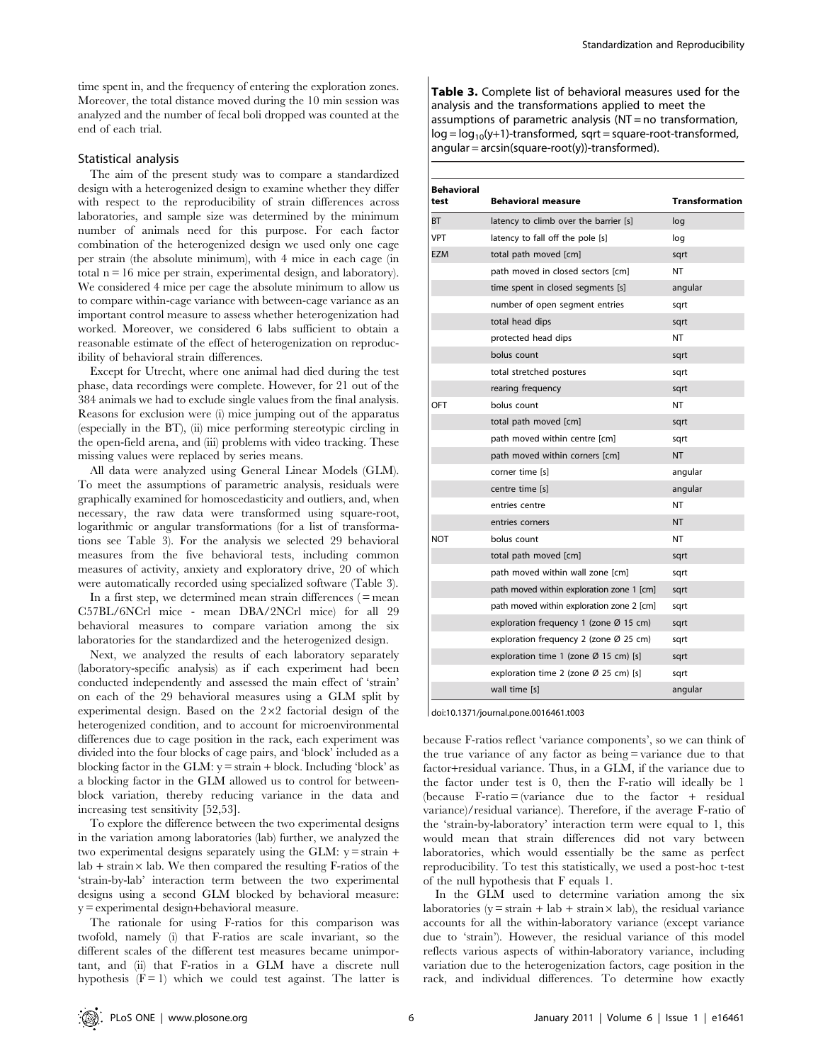time spent in, and the frequency of entering the exploration zones. Moreover, the total distance moved during the 10 min session was analyzed and the number of fecal boli dropped was counted at the end of each trial.

## Statistical analysis

The aim of the present study was to compare a standardized design with a heterogenized design to examine whether they differ with respect to the reproducibility of strain differences across laboratories, and sample size was determined by the minimum number of animals need for this purpose. For each factor combination of the heterogenized design we used only one cage per strain (the absolute minimum), with 4 mice in each cage (in total n = 16 mice per strain, experimental design, and laboratory). We considered 4 mice per cage the absolute minimum to allow us to compare within-cage variance with between-cage variance as an important control measure to assess whether heterogenization had worked. Moreover, we considered 6 labs sufficient to obtain a reasonable estimate of the effect of heterogenization on reproducibility of behavioral strain differences.

Except for Utrecht, where one animal had died during the test phase, data recordings were complete. However, for 21 out of the 384 animals we had to exclude single values from the final analysis. Reasons for exclusion were (i) mice jumping out of the apparatus (especially in the BT), (ii) mice performing stereotypic circling in the open-field arena, and (iii) problems with video tracking. These missing values were replaced by series means.

All data were analyzed using General Linear Models (GLM). To meet the assumptions of parametric analysis, residuals were graphically examined for homoscedasticity and outliers, and, when necessary, the raw data were transformed using square-root, logarithmic or angular transformations (for a list of transformations see Table 3). For the analysis we selected 29 behavioral measures from the five behavioral tests, including common measures of activity, anxiety and exploratory drive, 20 of which were automatically recorded using specialized software (Table 3).

In a first step, we determined mean strain differences (= mean C57BL/6NCrl mice - mean DBA/2NCrl mice) for all 29 behavioral measures to compare variation among the six laboratories for the standardized and the heterogenized design.

Next, we analyzed the results of each laboratory separately (laboratory-specific analysis) as if each experiment had been conducted independently and assessed the main effect of 'strain' on each of the 29 behavioral measures using a GLM split by experimental design. Based on the 2×2 factorial design of the heterogenized condition, and to account for microenvironmental differences due to cage position in the rack, each experiment was divided into the four blocks of cage pairs, and 'block' included as a blocking factor in the GLM: y = strain + block. Including 'block' as a blocking factor in the GLM allowed us to control for between-block variation, thereby reducing variance in the data and increasing test sensitivity [52,53].

To explore the difference between the two experimental designs in the variation among laboratories (lab) further, we analyzed the two experimental designs separately using the GLM: y = strain + lab + strain × lab. We then compared the resulting F-ratios of the 'strain-by-lab' interaction term between the two experimental designs using a second GLM blocked by behavioral measure: y = experimental design+behavioral measure.

The rationale for using F-ratios for this comparison was twofold, namely (i) that F-ratios are scale invariant, so the different scales of the different test measures became unimportant, and (ii) that F-ratios in a GLM have a discrete null hypothesis (F = 1) which we could test against. The latter is because F-ratios reflect 'variance components', so we can think of the true variance of any factor as being = variance due to that factor+residual variance. Thus, in a GLM, if the variance due to the factor under test is 0, then the F-ratio will ideally be 1 (because F-ratio = (variance due to the factor + residual variance)/residual variance). Therefore, if the average F-ratio of the 'strain-by-laboratory' interaction term were equal to 1, this would mean that strain differences did not vary between laboratories, which would essentially be the same as perfect reproducibility. To test this statistically, we used a post-hoc t-test of the null hypothesis that F equals 1.

In the GLM used to determine variation among the six laboratories (y = strain + lab + strain × lab), the residual variance accounts for all the within-laboratory variance (except variance due to 'strain'). However, the residual variance of this model reflects various aspects of within-laboratory variance, including variation due to the heterogenization factors, cage position in the rack, and individual differences. To determine how exactly

**Table 3.** Complete list of behavioral measures used for the analysis and the transformations applied to meet the assumptions of parametric analysis (NT = no transformation, log = $\log_{10}(y+1)$-transformed, sqrt = square-root-transformed, angular = arcsin(square-root(y))-transformed).

| Behavioral test | Behavioral measure | Transformation |
|---|---|---|
| BT | latency to climb over the barrier [s] | log |
| VPT | latency to fall off the pole [s] | log |
| EZM | total path moved [cm] | sqrt |
| | path moved in closed sectors [cm] | NT |
| | time spent in closed segments [s] | angular |
| | number of open segment entries | sqrt |
| | total head dips | sqrt |
| | protected head dips | NT |
| | bolus count | sqrt |
| | total stretched postures | sqrt |
| | rearing frequency | sqrt |
| OFT | bolus count | NT |
| | total path moved [cm] | sqrt |
| | path moved within centre [cm] | sqrt |
| | path moved within corners [cm] | NT |
| | corner time [s] | angular |
| | centre time [s] | angular |
| | entries centre | NT |
| | entries corners | NT |
| NOT | bolus count | NT |
| | total path moved [cm] | sqrt |
| | path moved within wall zone [cm] | sqrt |
| | path moved within exploration zone 1 [cm] | sqrt |
| | path moved within exploration zone 2 [cm] | sqrt |
| | exploration frequency 1 (zone Ø 15 cm) | sqrt |
| | exploration frequency 2 (zone Ø 25 cm) | sqrt |
| | exploration time 1 (zone Ø 15 cm) [s] | sqrt |
| | exploration time 2 (zone Ø 25 cm) [s] | sqrt |
| | wall time [s] | angular |

doi:10.1371/journal.pone.0016461.t003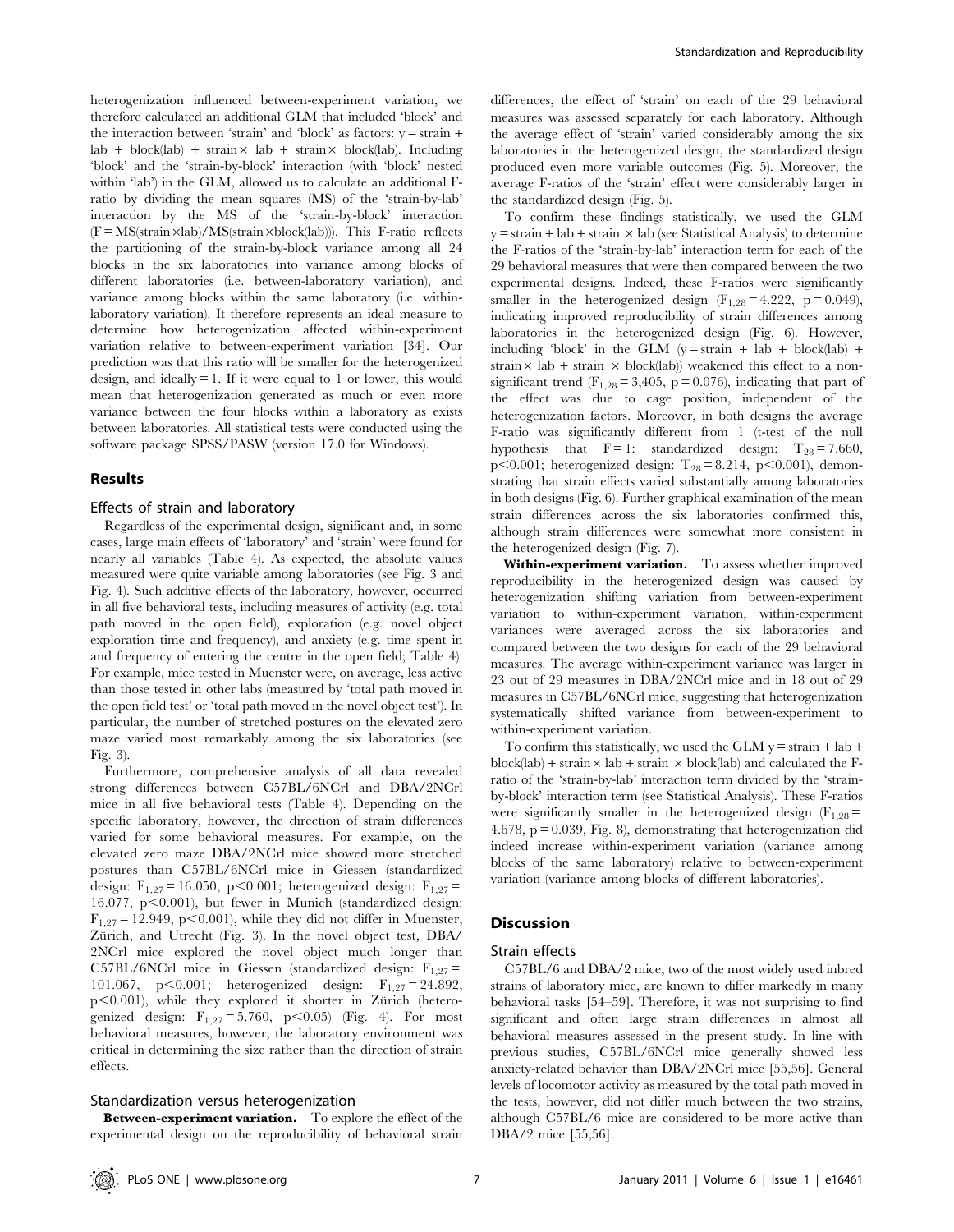heterogenization influenced between-experiment variation, we therefore calculated an additional GLM that included 'block' and the interaction between 'strain' and 'block' as factors: y = strain + lab + block(lab) + strain× lab + strain× block(lab). Including 'block' and the 'strain-by-block' interaction (with 'block' nested within 'lab') in the GLM, allowed us to calculate an additional F-ratio by dividing the mean squares (MS) of the 'strain-by-lab' interaction by the MS of the 'strain-by-block' interaction (F = MS(strain×lab)/MS(strain×block(lab))). This F-ratio reflects the partitioning of the strain-by-block variance among all 24 blocks in the six laboratories into variance among blocks of different laboratories (i.e. between-laboratory variation), and variance among blocks within the same laboratory (i.e. within-laboratory variation). It therefore represents an ideal measure to determine how heterogenization affected within-experiment variation relative to between-experiment variation [34]. Our prediction was that this ratio will be smaller for the heterogenized design, and ideally = 1. If it were equal to 1 or lower, this would mean that heterogenization generated as much or even more variance between the four blocks within a laboratory as exists between laboratories. All statistical tests were conducted using the software package SPSS/PASW (version 17.0 for Windows).

## Results

### Effects of strain and laboratory

Regardless of the experimental design, significant and, in some cases, large main effects of 'laboratory' and 'strain' were found for nearly all variables (Table 4). As expected, the absolute values measured were quite variable among laboratories (see Fig. 3 and Fig. 4). Such additive effects of the laboratory, however, occurred in all five behavioral tests, including measures of activity (e.g. total path moved in the open field), exploration (e.g. novel object exploration time and frequency), and anxiety (e.g. time spent in and frequency of entering the centre in the open field; Table 4). For example, mice tested in Muenster were, on average, less active than those tested in other labs (measured by 'total path moved in the open field test' or 'total path moved in the novel object test'). In particular, the number of stretched postures on the elevated zero maze varied most remarkably among the six laboratories (see Fig. 3).

Furthermore, comprehensive analysis of all data revealed strong differences between C57BL/6NCrl and DBA/2NCrl mice in all five behavioral tests (Table 4). Depending on the specific laboratory, however, the direction of strain differences varied for some behavioral measures. For example, on the elevated zero maze DBA/2NCrl mice showed more stretched postures than C57BL/6NCrl mice in Giessen (standardized design: $F_{1,27} = 16.050$, $p<0.001$; heterogenized design: $F_{1,27} = 16.077$, $p<0.001$), but fewer in Munich (standardized design: $F_{1,27} = 12.949$, $p<0.001$), while they did not differ in Muenster, Zürich, and Utrecht (Fig. 3). In the novel object test, DBA/2NCrl mice explored the novel object much longer than C57BL/6NCrl mice in Giessen (standardized design: $F_{1,27} = 101.067$, $p<0.001$; heterogenized design: $F_{1,27} = 24.892$, $p<0.001$), while they explored it shorter in Zürich (heterogenized design: $F_{1,27} = 5.760$, $p<0.05$) (Fig. 4). For most behavioral measures, however, the laboratory environment was critical in determining the size rather than the direction of strain effects.

### Standardization versus heterogenization

**Between-experiment variation.** To explore the effect of the experimental design on the reproducibility of behavioral strain differences, the effect of 'strain' on each of the 29 behavioral measures was assessed separately for each laboratory. Although the average effect of 'strain' varied considerably among the six laboratories in the heterogenized design, the standardized design produced even more variable outcomes (Fig. 5). Moreover, the average F-ratios of the 'strain' effect were considerably larger in the standardized design (Fig. 5).

To confirm these findings statistically, we used the GLM y = strain + lab + strain × lab (see Statistical Analysis) to determine the F-ratios of the 'strain-by-lab' interaction term for each of the 29 behavioral measures that were then compared between the two experimental designs. Indeed, these F-ratios were significantly smaller in the heterogenized design ($F_{1,28} = 4.222$, $p = 0.049$), indicating improved reproducibility of strain differences among laboratories in the heterogenized design (Fig. 6). However, including 'block' in the GLM (y = strain + lab + block(lab) + strain× lab + strain × block(lab)) weakened this effect to a non-significant trend ($F_{1,28} = 3{,}405$, $p = 0.076$), indicating that part of the effect was due to cage position, independent of the heterogenization factors. Moreover, in both designs the average F-ratio was significantly different from 1 (t-test of the null hypothesis that F = 1: standardized design: $T_{28} = 7.660$, $p<0.001$; heterogenized design: $T_{28} = 8.214$, $p<0.001$), demonstrating that strain effects varied substantially among laboratories in both designs (Fig. 6). Further graphical examination of the mean strain differences across the six laboratories confirmed this, although strain differences were somewhat more consistent in the heterogenized design (Fig. 7).

**Within-experiment variation.** To assess whether improved reproducibility in the heterogenized design was caused by heterogenization shifting variation from between-experiment variation to within-experiment variation, within-experiment variances were averaged across the six laboratories and compared between the two designs for each of the 29 behavioral measures. The average within-experiment variance was larger in 23 out of 29 measures in DBA/2NCrl mice and in 18 out of 29 measures in C57BL/6NCrl mice, suggesting that heterogenization systematically shifted variance from between-experiment to within-experiment variation.

To confirm this statistically, we used the GLM y = strain + lab + block(lab) + strain× lab + strain × block(lab) and calculated the F-ratio of the 'strain-by-lab' interaction term divided by the 'strain-by-block' interaction term (see Statistical Analysis). These F-ratios were significantly smaller in the heterogenized design ($F_{1,28} = 4.678$, $p = 0.039$, Fig. 8), demonstrating that heterogenization did indeed increase within-experiment variation (variance among blocks of the same laboratory) relative to between-experiment variation (variance among blocks of different laboratories).

## Discussion

### Strain effects

C57BL/6 and DBA/2 mice, two of the most widely used inbred strains of laboratory mice, are known to differ markedly in many behavioral tasks [54–59]. Therefore, it was not surprising to find significant and often large strain differences in almost all behavioral measures assessed in the present study. In line with previous studies, C57BL/6NCrl mice generally showed less anxiety-related behavior than DBA/2NCrl mice [55,56]. General levels of locomotor activity as measured by the total path moved in the tests, however, did not differ much between the two strains, although C57BL/6 mice are considered to be more active than DBA/2 mice [55,56].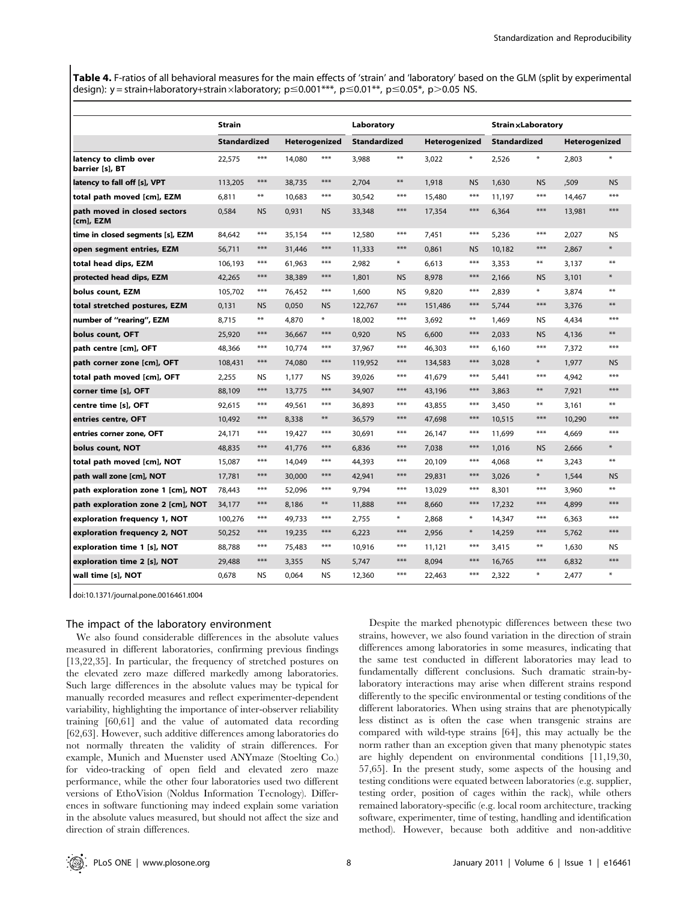**Table 4.** F-ratios of all behavioral measures for the main effects of 'strain' and 'laboratory' based on the GLM (split by experimental design): y = strain+laboratory+strain×laboratory; p≤0.001***, p≤0.01**, p≤0.05*, p>0.05 NS.

| | Strain | | | | Laboratory | | | | Strain×Laboratory | | | |
|---|---|---|---|---|---|---|---|---|---|---|---|---|
| | Standardized | | Heterogenized | | Standardized | | Heterogenized | | Standardized | | Heterogenized | |
| **latency to climb over barrier [s], BT** | 22,575 | *** | 14,080 | *** | 3,988 | ** | 3,022 | * | 2,526 | * | 2,803 | * |
| **latency to fall off [s], VPT** | 113,205 | *** | 38,735 | *** | 2,704 | ** | 1,918 | NS | 1,630 | NS | ,509 | NS |
| **total path moved [cm], EZM** | 6,811 | ** | 10,683 | *** | 30,542 | *** | 15,480 | *** | 11,197 | *** | 14,467 | *** |
| **path moved in closed sectors [cm], EZM** | 0,584 | NS | 0,931 | NS | 33,348 | *** | 17,354 | *** | 6,364 | *** | 13,981 | *** |
| **time in closed segments [s], EZM** | 84,642 | *** | 35,154 | *** | 12,580 | *** | 7,451 | *** | 5,236 | *** | 2,027 | NS |
| **open segment entries, EZM** | 56,711 | *** | 31,446 | *** | 11,333 | *** | 0,861 | NS | 10,182 | *** | 2,867 | * |
| **total head dips, EZM** | 106,193 | *** | 61,963 | *** | 2,982 | * | 6,613 | *** | 3,353 | ** | 3,137 | ** |
| **protected head dips, EZM** | 42,265 | *** | 38,389 | *** | 1,801 | NS | 8,978 | *** | 2,166 | NS | 3,101 | * |
| **bolus count, EZM** | 105,702 | *** | 76,452 | *** | 1,600 | NS | 9,820 | *** | 2,839 | * | 3,874 | ** |
| **total stretched postures, EZM** | 0,131 | NS | 0,050 | NS | 122,767 | *** | 151,486 | *** | 5,744 | *** | 3,376 | ** |
| **number of "rearing", EZM** | 8,715 | ** | 4,870 | * | 18,002 | *** | 3,692 | ** | 1,469 | NS | 4,434 | *** |
| **bolus count, OFT** | 25,920 | *** | 36,667 | *** | 0,920 | NS | 6,600 | *** | 2,033 | NS | 4,136 | ** |
| **path centre [cm], OFT** | 48,366 | *** | 10,774 | *** | 37,967 | *** | 46,303 | *** | 6,160 | *** | 7,372 | *** |
| **path corner zone [cm], OFT** | 108,431 | *** | 74,080 | *** | 119,952 | *** | 134,583 | *** | 3,028 | * | 1,977 | NS |
| **total path moved [cm], OFT** | 2,255 | NS | 1,177 | NS | 39,026 | *** | 41,679 | *** | 5,441 | *** | 4,942 | *** |
| **corner time [s], OFT** | 88,109 | *** | 13,775 | *** | 34,907 | *** | 43,196 | *** | 3,863 | ** | 7,921 | *** |
| **centre time [s], OFT** | 92,615 | *** | 49,561 | *** | 36,893 | *** | 43,855 | *** | 3,450 | ** | 3,161 | ** |
| **entries centre, OFT** | 10,492 | *** | 8,338 | ** | 36,579 | *** | 47,698 | *** | 10,515 | *** | 10,290 | *** |
| **entries corner zone, OFT** | 24,171 | *** | 19,427 | *** | 30,691 | *** | 26,147 | *** | 11,699 | *** | 4,669 | *** |
| **bolus count, NOT** | 48,835 | *** | 41,776 | *** | 6,836 | *** | 7,038 | *** | 1,016 | NS | 2,666 | * |
| **total path moved [cm], NOT** | 15,087 | *** | 14,049 | *** | 44,393 | *** | 20,109 | *** | 4,068 | ** | 3,243 | ** |
| **path wall zone [cm], NOT** | 17,781 | *** | 30,000 | *** | 42,941 | *** | 29,831 | *** | 3,026 | * | 1,544 | NS |
| **path exploration zone 1 [cm], NOT** | 78,443 | *** | 52,096 | *** | 9,794 | *** | 13,029 | *** | 8,301 | *** | 3,960 | ** |
| **path exploration zone 2 [cm], NOT** | 34,177 | *** | 8,186 | ** | 11,888 | *** | 8,660 | *** | 17,232 | *** | 4,899 | *** |
| **exploration frequency 1, NOT** | 100,276 | *** | 49,733 | *** | 2,755 | * | 2,868 | * | 14,347 | *** | 6,363 | *** |
| **exploration frequency 2, NOT** | 50,252 | *** | 19,235 | *** | 6,223 | *** | 2,956 | * | 14,259 | *** | 5,762 | *** |
| **exploration time 1 [s], NOT** | 88,788 | *** | 75,483 | *** | 10,916 | *** | 11,121 | *** | 3,415 | ** | 1,630 | NS |
| **exploration time 2 [s], NOT** | 29,488 | *** | 3,355 | NS | 5,747 | *** | 8,094 | *** | 16,765 | *** | 6,832 | *** |
| **wall time [s], NOT** | 0,678 | NS | 0,064 | NS | 12,360 | *** | 22,463 | *** | 2,322 | * | 2,477 | * |

doi:10.1371/journal.pone.0016461.t004

## The impact of the laboratory environment

We also found considerable differences in the absolute values measured in different laboratories, confirming previous findings [13,22,35]. In particular, the frequency of stretched postures on the elevated zero maze differed markedly among laboratories. Such large differences in the absolute values may be typical for manually recorded measures and reflect experimenter-dependent variability, highlighting the importance of inter-observer reliability training [60,61] and the value of automated data recording [62,63]. However, such additive differences among laboratories do not normally threaten the validity of strain differences. For example, Munich and Muenster used ANYmaze (Stoelting Co.) for video-tracking of open field and elevated zero maze performance, while the other four laboratories used two different versions of EthoVision (Noldus Information Tecnology). Differences in software functioning may indeed explain some variation in the absolute values measured, but should not affect the size and direction of strain differences.

Despite the marked phenotypic differences between these two strains, however, we also found variation in the direction of strain differences among laboratories in some measures, indicating that the same test conducted in different laboratories may lead to fundamentally different conclusions. Such dramatic strain-by-laboratory interactions may arise when different strains respond differently to the specific environmental or testing conditions of the different laboratories. When using strains that are phenotypically less distinct as is often the case when transgenic strains are compared with wild-type strains [64], this may actually be the norm rather than an exception given that many phenotypic states are highly dependent on environmental conditions [11,19,30,57,65]. In the present study, some aspects of the housing and testing conditions were equated between laboratories (e.g. supplier, testing order, position of cages within the rack), while others remained laboratory-specific (e.g. local room architecture, tracking software, experimenter, time of testing, handling and identification method). However, because both additive and non-additive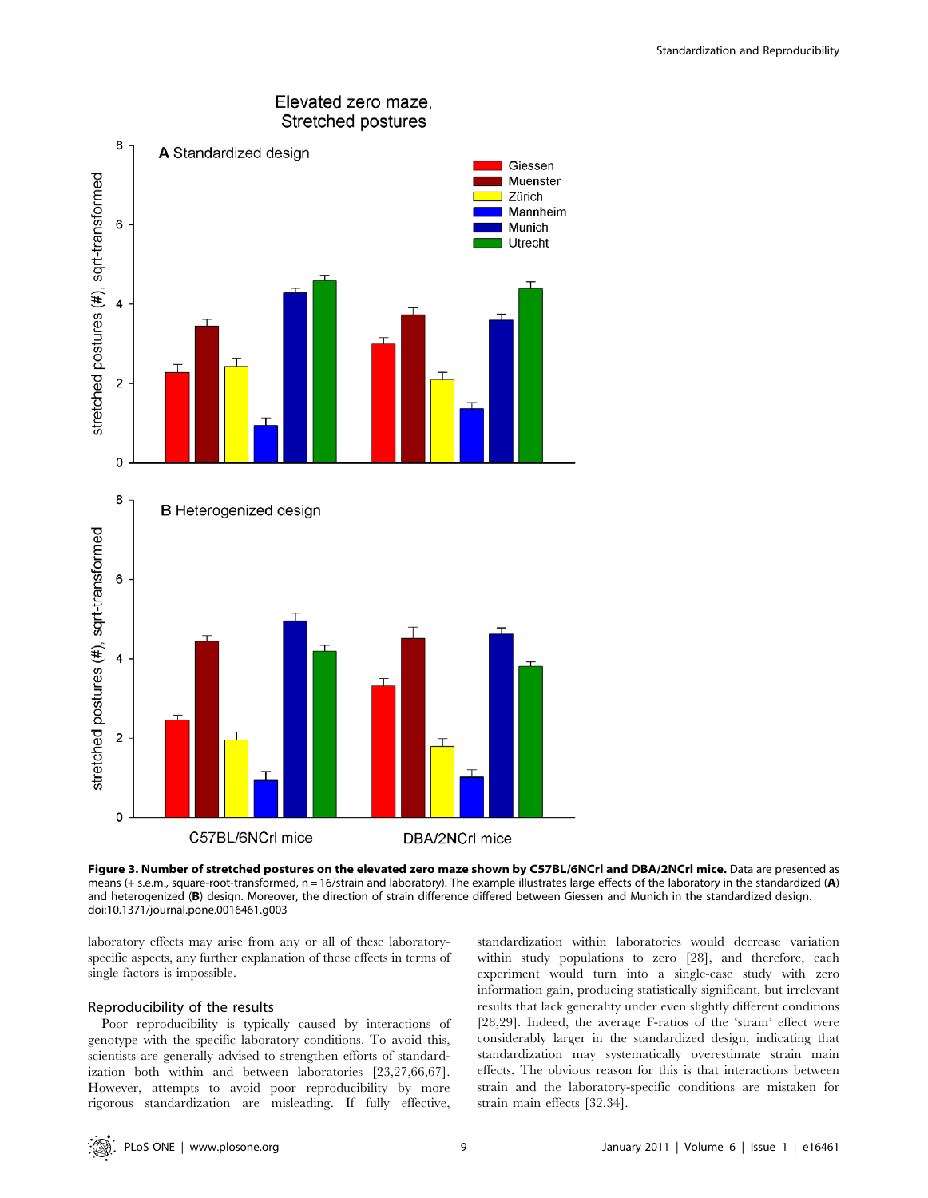**Figure 3. Number of stretched postures on the elevated zero maze shown by C57BL/6NCrl and DBA/2NCrl mice.** Data are presented as means (+ s.e.m., square-root-transformed, n = 16/strain and laboratory). The example illustrates large effects of the laboratory in the standardized (**A**) and heterogenized (**B**) design. Moreover, the direction of strain difference differed between Giessen and Munich in the standardized design.
doi:10.1371/journal.pone.0016461.g003

laboratory effects may arise from any or all of these laboratory-specific aspects, any further explanation of these effects in terms of single factors is impossible.

## Reproducibility of the results

Poor reproducibility is typically caused by interactions of genotype with the specific laboratory conditions. To avoid this, scientists are generally advised to strengthen efforts of standardization both within and between laboratories [23,27,66,67]. However, attempts to avoid poor reproducibility by more rigorous standardization are misleading. If fully effective, standardization within laboratories would decrease variation within study populations to zero [28], and therefore, each experiment would turn into a single-case study with zero information gain, producing statistically significant, but irrelevant results that lack generality under even slightly different conditions [28,29]. Indeed, the average F-ratios of the 'strain' effect were considerably larger in the standardized design, indicating that standardization may systematically overestimate strain main effects. The obvious reason for this is that interactions between strain and the laboratory-specific conditions are mistaken for strain main effects [32,34].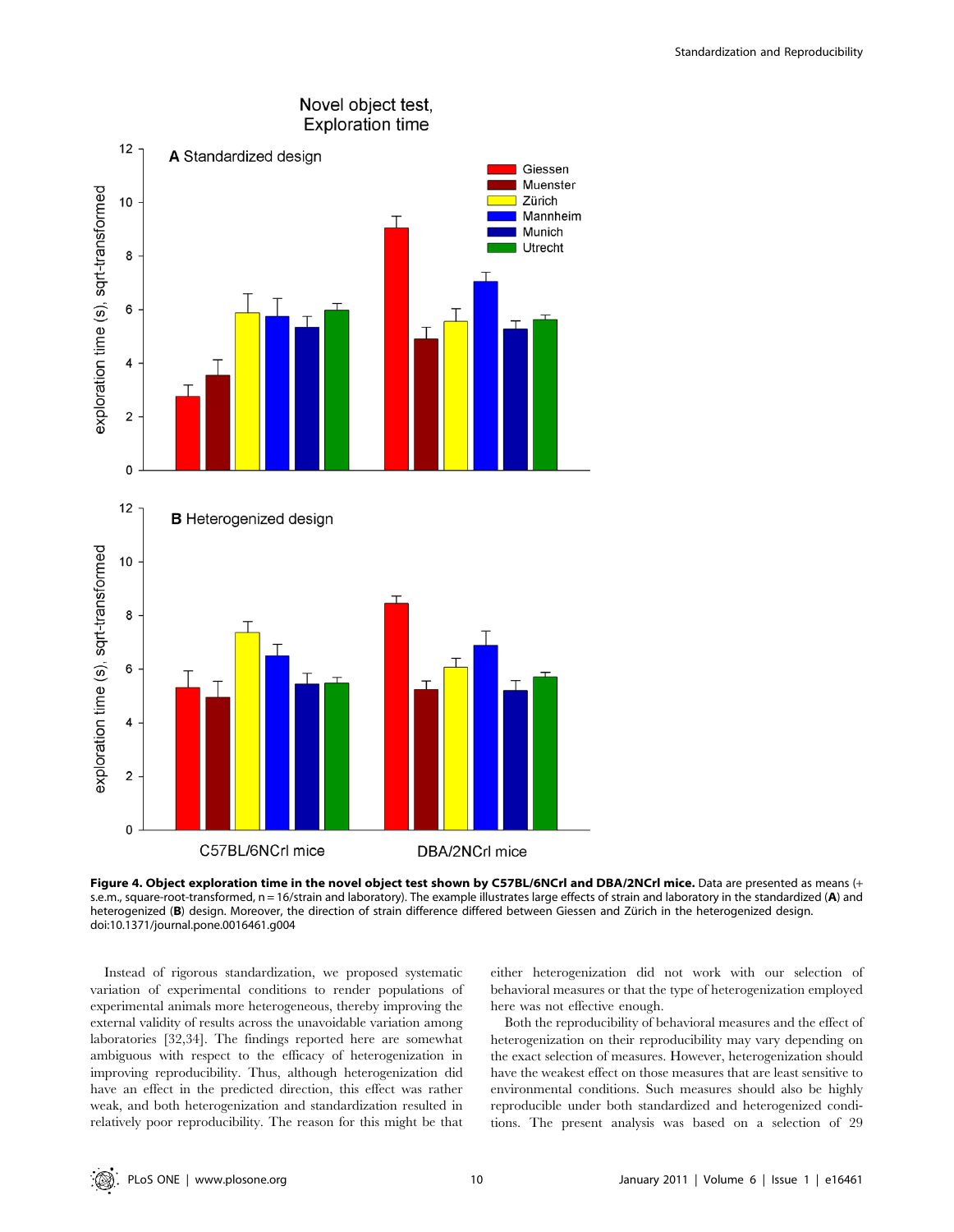**Figure 4. Object exploration time in the novel object test shown by C57BL/6NCrl and DBA/2NCrl mice.** Data are presented as means (+ s.e.m., square-root-transformed, n = 16/strain and laboratory). The example illustrates large effects of strain and laboratory in the standardized (**A**) and heterogenized (**B**) design. Moreover, the direction of strain difference differed between Giessen and Zürich in the heterogenized design. doi:10.1371/journal.pone.0016461.g004

Instead of rigorous standardization, we proposed systematic variation of experimental conditions to render populations of experimental animals more heterogeneous, thereby improving the external validity of results across the unavoidable variation among laboratories [32,34]. The findings reported here are somewhat ambiguous with respect to the efficacy of heterogenization in improving reproducibility. Thus, although heterogenization did have an effect in the predicted direction, this effect was rather weak, and both heterogenization and standardization resulted in relatively poor reproducibility. The reason for this might be that either heterogenization did not work with our selection of behavioral measures or that the type of heterogenization employed here was not effective enough.

Both the reproducibility of behavioral measures and the effect of heterogenization on their reproducibility may vary depending on the exact selection of measures. However, heterogenization should have the weakest effect on those measures that are least sensitive to environmental conditions. Such measures should also be highly reproducible under both standardized and heterogenized conditions. The present analysis was based on a selection of 29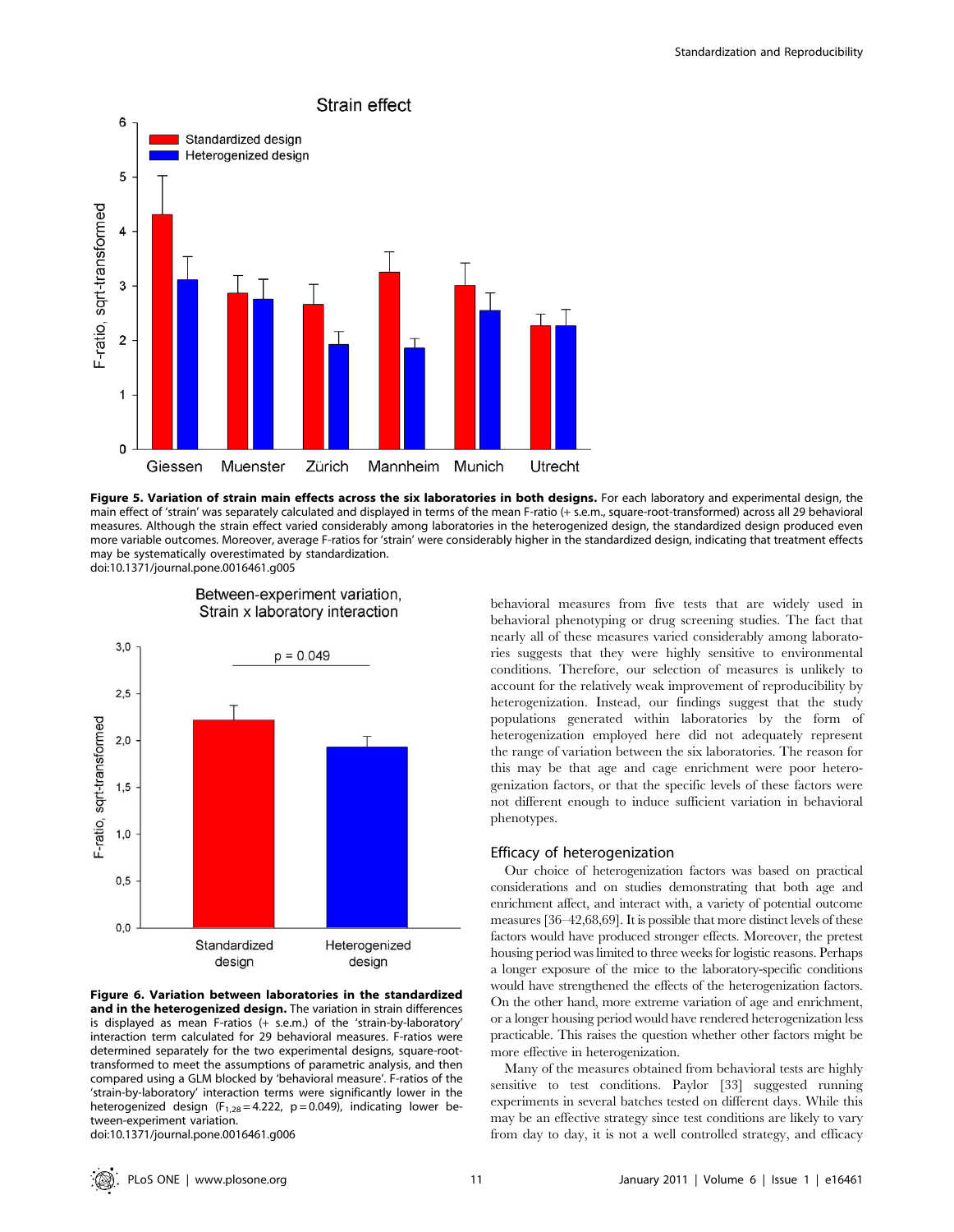**Figure 5. Variation of strain main effects across the six laboratories in both designs.** For each laboratory and experimental design, the main effect of 'strain' was separately calculated and displayed in terms of the mean F-ratio (+ s.e.m., square-root-transformed) across all 29 behavioral measures. Although the strain effect varied considerably among laboratories in the heterogenized design, the standardized design produced even more variable outcomes. Moreover, average F-ratios for 'strain' were considerably higher in the standardized design, indicating that treatment effects may be systematically overestimated by standardization.
doi:10.1371/journal.pone.0016461.g005

**Figure 6. Variation between laboratories in the standardized and in the heterogenized design.** The variation in strain differences is displayed as mean F-ratios (+ s.e.m.) of the 'strain-by-laboratory' interaction term calculated for 29 behavioral measures. F-ratios were determined separately for the two experimental designs, square-root-transformed to meet the assumptions of parametric analysis, and then compared using a GLM blocked by 'behavioral measure'. F-ratios of the 'strain-by-laboratory' interaction terms were significantly lower in the heterogenized design ($F_{1,28} = 4.222$, $p = 0.049$), indicating lower between-experiment variation.
doi:10.1371/journal.pone.0016461.g006

behavioral measures from five tests that are widely used in behavioral phenotyping or drug screening studies. The fact that nearly all of these measures varied considerably among laboratories suggests that they were highly sensitive to environmental conditions. Therefore, our selection of measures is unlikely to account for the relatively weak improvement of reproducibility by heterogenization. Instead, our findings suggest that the study populations generated within laboratories by the form of heterogenization employed here did not adequately represent the range of variation between the six laboratories. The reason for this may be that age and cage enrichment were poor heterogenization factors, or that the specific levels of these factors were not different enough to induce sufficient variation in behavioral phenotypes.

## Efficacy of heterogenization

Our choice of heterogenization factors was based on practical considerations and on studies demonstrating that both age and enrichment affect, and interact with, a variety of potential outcome measures [36–42,68,69]. It is possible that more distinct levels of these factors would have produced stronger effects. Moreover, the pretest housing period was limited to three weeks for logistic reasons. Perhaps a longer exposure of the mice to the laboratory-specific conditions would have strengthened the effects of the heterogenization factors. On the other hand, more extreme variation of age and enrichment, or a longer housing period would have rendered heterogenization less practicable. This raises the question whether other factors might be more effective in heterogenization.

Many of the measures obtained from behavioral tests are highly sensitive to test conditions. Paylor [33] suggested running experiments in several batches tested on different days. While this may be an effective strategy since test conditions are likely to vary from day to day, it is not a well controlled strategy, and efficacy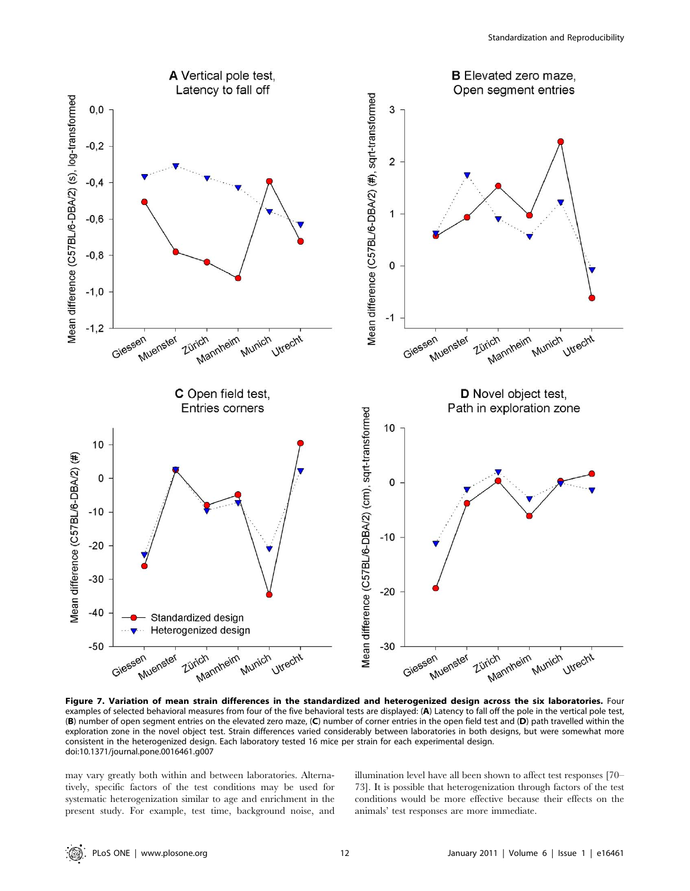**Figure 7. Variation of mean strain differences in the standardized and heterogenized design across the six laboratories.** Four examples of selected behavioral measures from four of the five behavioral tests are displayed: (**A**) Latency to fall off the pole in the vertical pole test, (**B**) number of open segment entries on the elevated zero maze, (**C**) number of corner entries in the open field test and (**D**) path travelled within the exploration zone in the novel object test. Strain differences varied considerably between laboratories in both designs, but were somewhat more consistent in the heterogenized design. Each laboratory tested 16 mice per strain for each experimental design.
doi:10.1371/journal.pone.0016461.g007

may vary greatly both within and between laboratories. Alternatively, specific factors of the test conditions may be used for systematic heterogenization similar to age and enrichment in the present study. For example, test time, background noise, and illumination level have all been shown to affect test responses [70–73]. It is possible that heterogenization through factors of the test conditions would be more effective because their effects on the animals' test responses are more immediate.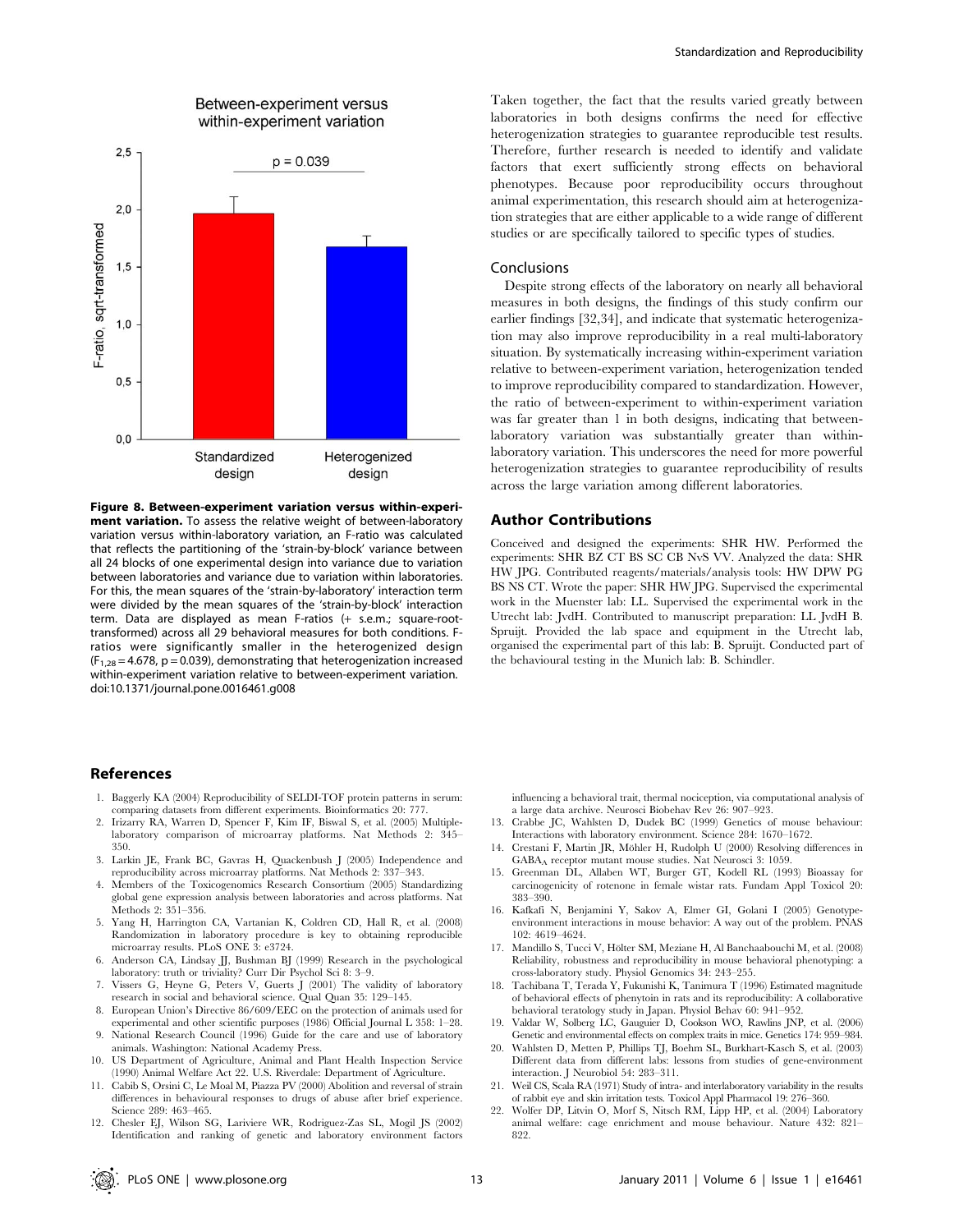**Figure 8. Between-experiment variation versus within-experiment variation.** To assess the relative weight of between-laboratory variation versus within-laboratory variation, an F-ratio was calculated that reflects the partitioning of the 'strain-by-block' variance between all 24 blocks of one experimental design into variance due to variation between laboratories and variance due to variation within laboratories. For this, the mean squares of the 'strain-by-laboratory' interaction term were divided by the mean squares of the 'strain-by-block' interaction term. Data are displayed as mean F-ratios (+ s.e.m.; square-root-transformed) across all 29 behavioral measures for both conditions. F-ratios were significantly smaller in the heterogenized design ($F_{1,28} = 4.678$, $p = 0.039$), demonstrating that heterogenization increased within-experiment variation relative to between-experiment variation. doi:10.1371/journal.pone.0016461.g008

Taken together, the fact that the results varied greatly between laboratories in both designs confirms the need for effective heterogenization strategies to guarantee reproducible test results. Therefore, further research is needed to identify and validate factors that exert sufficiently strong effects on behavioral phenotypes. Because poor reproducibility occurs throughout animal experimentation, this research should aim at heterogenization strategies that are either applicable to a wide range of different studies or are specifically tailored to specific types of studies.

## Conclusions

Despite strong effects of the laboratory on nearly all behavioral measures in both designs, the findings of this study confirm our earlier findings [32,34], and indicate that systematic heterogenization may also improve reproducibility in a real multi-laboratory situation. By systematically increasing within-experiment variation relative to between-experiment variation, heterogenization tended to improve reproducibility compared to standardization. However, the ratio of between-experiment to within-experiment variation was far greater than 1 in both designs, indicating that between-laboratory variation was substantially greater than within-laboratory variation. This underscores the need for more powerful heterogenization strategies to guarantee reproducibility of results across the large variation among different laboratories.

## Author Contributions

Conceived and designed the experiments: SHR HW. Performed the experiments: SHR BZ CT BS SC CB NvS VV. Analyzed the data: SHR HW JPG. Contributed reagents/materials/analysis tools: HW DPW PG BS NS CT. Wrote the paper: SHR HW JPG. Supervised the experimental work in the Muenster lab: LL. Supervised the experimental work in the Utrecht lab: JvdH. Contributed to manuscript preparation: LL JvdH B. Spruijt. Provided the lab space and equipment in the Utrecht lab, organised the experimental part of this lab: B. Spruijt. Conducted part of the behavioural testing in the Munich lab: B. Schindler.

## References

1. Baggerly KA (2004) Reproducibility of SELDI-TOF protein patterns in serum: comparing datasets from different experiments. Bioinformatics 20: 777.
2. Irizarry RA, Warren D, Spencer F, Kim IF, Biswal S, et al. (2005) Multiple-laboratory comparison of microarray platforms. Nat Methods 2: 345–350.
3. Larkin JE, Frank BC, Gavras H, Quackenbush J (2005) Independence and reproducibility across microarray platforms. Nat Methods 2: 337–343.
4. Members of the Toxicogenomics Research Consortium (2005) Standardizing global gene expression analysis between laboratories and across platforms. Nat Methods 2: 351–356.
5. Yang H, Harrington CA, Vartanian K, Coldren CD, Hall R, et al. (2008) Randomization in laboratory procedure is key to obtaining reproducible microarray results. PLoS ONE 3: e3724.
6. Anderson CA, Lindsay JJ, Bushman BJ (1999) Research in the psychological laboratory: truth or triviality? Curr Dir Psychol Sci 8: 3–9.
7. Vissers G, Heyne G, Peters V, Guerts J (2001) The validity of laboratory research in social and behavioral science. Qual Quan 35: 129–145.
8. European Union's Directive 86/609/EEC on the protection of animals used for experimental and other scientific purposes (1986) Official Journal L 358: 1–28.
9. National Research Council (1996) Guide for the care and use of laboratory animals. Washington: National Academy Press.
10. US Department of Agriculture, Animal and Plant Health Inspection Service (1990) Animal Welfare Act 22. U.S. Riverdale: Department of Agriculture.
11. Cabib S, Orsini C, Le Moal M, Piazza PV (2000) Abolition and reversal of strain differences in behavioural responses to drugs of abuse after brief experience. Science 289: 463–465.
12. Chesler EJ, Wilson SG, Lariviere WR, Rodriguez-Zas SL, Mogil JS (2002) Identification and ranking of genetic and laboratory environment factors influencing a behavioral trait, thermal nociception, via computational analysis of a large data archive. Neurosci Biobehav Rev 26: 907–923.
13. Crabbe JC, Wahlsten D, Dudek BC (1999) Genetics of mouse behaviour: Interactions with laboratory environment. Science 284: 1670–1672.
14. Crestani F, Martin JR, Möhler H, Rudolph U (2000) Resolving differences in $GABA_A$ receptor mutant mouse studies. Nat Neurosci 3: 1059.
15. Greenman DL, Allaben WT, Burger GT, Kodell RL (1993) Bioassay for carcinogenicity of rotenone in female wistar rats. Fundam Appl Toxicol 20: 383–390.
16. Kafkafi N, Benjamini Y, Sakov A, Elmer GI, Golani I (2005) Genotype-environment interactions in mouse behavior: A way out of the problem. PNAS 102: 4619–4624.
17. Mandillo S, Tucci V, Hölter SM, Meziane H, Al Banchaabouchi M, et al. (2008) Reliability, robustness and reproducibility in mouse behavioral phenotyping: a cross-laboratory study. Physiol Genomics 34: 243–255.
18. Tachibana T, Terada Y, Fukunishi K, Tanimura T (1996) Estimated magnitude of behavioral effects of phenytoin in rats and its reproducibility: A collaborative behavioral teratology study in Japan. Physiol Behav 60: 941–952.
19. Valdar W, Solberg LC, Gauguier D, Cookson WO, Rawlins JNP, et al. (2006) Genetic and environmental effects on complex traits in mice. Genetics 174: 959–984.
20. Wahlsten D, Metten P, Phillips TJ, Boehm SL, Burkhart-Kasch S, et al. (2003) Different data from different labs: lessons from studies of gene-environment interaction. J Neurobiol 54: 283–311.
21. Weil CS, Scala RA (1971) Study of intra- and interlaboratory variability in the results of rabbit eye and skin irritation tests. Toxicol Appl Pharmacol 19: 276–360.
22. Wolfer DP, Litvin O, Morf S, Nitsch RM, Lipp HP, et al. (2004) Laboratory animal welfare: cage enrichment and mouse behaviour. Nature 432: 821–822.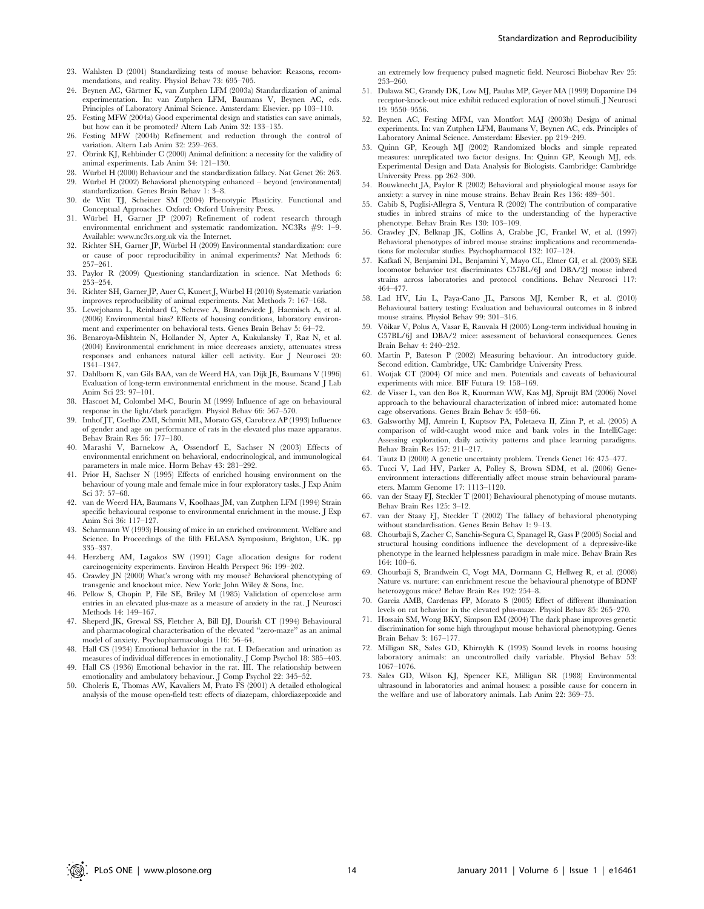23. Wahlsten D (2001) Standardizing tests of mouse behavior: Reasons, recommendations, and reality. Physiol Behav 73: 695–705.
24. Beynen AC, Gärtner K, van Zutphen LFM (2003a) Standardization of animal experimentation. In: van Zutphen LFM, Baumans V, Beynen AC, eds. Principles of Laboratory Animal Science. Amsterdam: Elsevier. pp 103–110.
25. Festing MFW (2004a) Good experimental design and statistics can save animals, but how can it be promoted? Altern Lab Anim 32: 133–135.
26. Festing MFW (2004b) Refinement and reduction through the control of variation. Altern Lab Anim 32: 259–263.
27. Öbrink KJ, Rehbinder C (2000) Animal definition: a necessity for the validity of animal experiments. Lab Anim 34: 121–130.
28. Würbel H (2000) Behaviour and the standardization fallacy. Nat Genet 26: 263.
29. Würbel H (2002) Behavioral phenotyping enhanced – beyond (environmental) standardization. Genes Brain Behav 1: 3–8.
30. de Witt TJ, Scheiner SM (2004) Phenotypic Plasticity. Functional and Conceptual Approaches. Oxford: Oxford University Press.
31. Würbel H, Garner JP (2007) Refinement of rodent research through environmental enrichment and systematic randomization. NC3Rs #9: 1–9. Available: www.nc3rs.org.uk via the Internet.
32. Richter SH, Garner JP, Würbel H (2009) Environmental standardization: cure or cause of poor reproducibility in animal experiments? Nat Methods 6: 257–261.
33. Paylor R (2009) Questioning standardization in science. Nat Methods 6: 253–254.
34. Richter SH, Garner JP, Auer C, Kunert J, Würbel H (2010) Systematic variation improves reproducibility of animal experiments. Nat Methods 7: 167–168.
35. Lewejohann L, Reinhard C, Schrewe A, Brandewiede J, Haemisch A, et al. (2006) Environmental bias? Effects of housing conditions, laboratory environment and experimenter on behavioral tests. Genes Brain Behav 5: 64–72.
36. Benaroya-Milshtein N, Hollander N, Apter A, Kukulansky T, Raz N, et al. (2004) Environmental enrichment in mice decreases anxiety, attenuates stress responses and enhances natural killer cell activity. Eur J Neurosci 20: 1341–1347.
37. Dahlborn K, van Gils BAA, van de Weerd HA, van Dijk JE, Baumans V (1996) Evaluation of long-term environmental enrichment in the mouse. Scand J Lab Anim Sci 23: 97–101.
38. Hascoet M, Colombel M-C, Bourin M (1999) Influence of age on behavioural response in the light/dark paradigm. Physiol Behav 66: 567–570.
39. Imhof JT, Coelho ZMI, Schmitt ML, Morato GS, Carobrez AP (1993) Influence of gender and age on performance of rats in the elevated plus maze apparatus. Behav Brain Res 56: 177–180.
40. Marashi V, Barnekow A, Ossendorf E, Sachser N (2003) Effects of environmental enrichment on behavioral, endocrinological, and immunological parameters in male mice. Horm Behav 43: 281–292.
41. Prior H, Sachser N (1995) Effects of enriched housing environment on the behaviour of young male and female mice in four exploratory tasks. J Exp Anim Sci 37: 57–68.
42. van de Weerd HA, Baumans V, Koolhaas JM, van Zutphen LFM (1994) Strain specific behavioural response to environmental enrichment in the mouse. J Exp Anim Sci 36: 117–127.
43. Scharmann W (1993) Housing of mice in an enriched environment. Welfare and Science. In Proceedings of the fifth FELASA Symposium, Brighton, UK. pp 335–337.
44. Herzberg AM, Lagakos SW (1991) Cage allocation designs for rodent carcinogenicity experiments. Environ Health Perspect 96: 199–202.
45. Crawley JN (2000) What's wrong with my mouse? Behavioral phenotyping of transgenic and knockout mice. New York: John Wiley & Sons, Inc.
46. Pellow S, Chopin P, File SE, Briley M (1985) Validation of open:close arm entries in an elevated plus-maze as a measure of anxiety in the rat. J Neurosci Methods 14: 149–167.
47. Sheperd JK, Grewal SS, Fletcher A, Bill DJ, Dourish CT (1994) Behavioural and pharmacological characterisation of the elevated "zero-maze" as an animal model of anxiety. Psychopharmacologia 116: 56–64.
48. Hall CS (1934) Emotional behavior in the rat. I. Defaecation and urination as measures of individual differences in emotionality. J Comp Psychol 18: 385–403.
49. Hall CS (1936) Emotional behavior in the rat. III. The relationship between emotionality and ambulatory behaviour. J Comp Psychol 22: 345–52.
50. Choleris E, Thomas AW, Kavaliers M, Prato FS (2001) A detailed ethological analysis of the mouse open-field test: effects of diazepam, chlordiazepoxide and an extremely low frequency pulsed magnetic field. Neurosci Biobehav Rev 25: 253–260.
51. Dulawa SC, Grandy DK, Low MJ, Paulus MP, Geyer MA (1999) Dopamine D4 receptor-knock-out mice exhibit reduced exploration of novel stimuli. J Neurosci 19: 9550–9556.
52. Beynen AC, Festing MFM, van Montfort MAJ (2003b) Design of animal experiments. In: van Zutphen LFM, Baumans V, Beynen AC, eds. Principles of Laboratory Animal Science. Amsterdam: Elsevier. pp 219–249.
53. Quinn GP, Keough MJ (2002) Randomized blocks and simple repeated measures: unreplicated two factor designs. In: Quinn GP, Keough MJ, eds. Experimental Design and Data Analysis for Biologists. Cambridge: Cambridge University Press. pp 262–300.
54. Bouwknecht JA, Paylor R (2002) Behavioral and physiological mouse asays for anxiety: a survey in nine mouse strains. Behav Brain Res 136: 489–501.
55. Cabib S, Puglisi-Allegra S, Ventura R (2002) The contribution of comparative studies in inbred strains of mice to the understanding of the hyperactive phenotype. Behav Brain Res 130: 103–109.
56. Crawley JN, Belknap JK, Collins A, Crabbe JC, Frankel W, et al. (1997) Behavioral phenotypes of inbred mouse strains: implications and recommendations for molecular studies. Psychopharmacol 132: 107–124.
57. Kafkafi N, Benjamini DL, Benjamini Y, Mayo CL, Elmer GI, et al. (2003) SEE locomotor behavior test discriminates C57BL/6J and DBA/2J mouse inbred strains across laboratories and protocol conditions. Behav Neurosci 117: 464–477.
58. Lad HV, Liu L, Paya-Cano JL, Parsons MJ, Kember R, et al. (2010) Behavioural battery testing: Evaluation and behavioural outcomes in 8 inbred mouse strains. Physiol Behav 99: 301–316.
59. Võikar V, Polus A, Vasar E, Rauvala H (2005) Long-term individual housing in C57BL/6J and DBA/2 mice: assessment of behavioral consequences. Genes Brain Behav 4: 240–252.
60. Martin P, Bateson P (2002) Measuring behaviour. An introductory guide. Second edition. Cambridge, UK: Cambridge University Press.
61. Wotjak CT (2004) Of mice and men. Potentials and caveats of behavioural experiments with mice. BIF Futura 19: 158–169.
62. de Visser L, van den Bos R, Kuurman WW, Kas MJ, Spruijt BM (2006) Novel approach to the behavioural characterization of inbred mice: automated home cage observations. Genes Brain Behav 5: 458–66.
63. Galsworthy MJ, Amrein I, Kuptsov PA, Poletaeva II, Zinn P, et al. (2005) A comparison of wild-caught wood mice and bank voles in the IntelliCage: Assessing exploration, daily activity patterns and place learning paradigms. Behav Brain Res 157: 211–217.
64. Tautz D (2000) A genetic uncertainty problem. Trends Genet 16: 475–477.
65. Tucci V, Lad HV, Parker A, Polley S, Brown SDM, et al. (2006) Gene-environment interactions differentially affect mouse strain behavioural parameters. Mamm Genome 17: 1113–1120.
66. van der Staay FJ, Steckler T (2001) Behavioural phenotyping of mouse mutants. Behav Brain Res 125: 3–12.
67. van der Staay FJ, Steckler T (2002) The fallacy of behavioral phenotyping without standardisation. Genes Brain Behav 1: 9–13.
68. Chourbaji S, Zacher C, Sanchis-Segura C, Spanagel R, Gass P (2005) Social and structural housing conditions influence the development of a depressive-like phenotype in the learned helplessness paradigm in male mice. Behav Brain Res 164: 100–6.
69. Chourbaji S, Brandwein C, Vogt MA, Dormann C, Hellweg R, et al. (2008) Nature vs. nurture: can enrichment rescue the behavioural phenotype of BDNF heterozygous mice? Behav Brain Res 192: 254–8.
70. Garcia AMB, Cardenas FP, Morato S (2005) Effect of different illumination levels on rat behavior in the elevated plus-maze. Physiol Behav 85: 265–270.
71. Hossain SM, Wong BKY, Simpson EM (2004) The dark phase improves genetic discrimination for some high throughput mouse behavioral phenotyping. Genes Brain Behav 3: 167–177.
72. Milligan SR, Sales GD, Khirnykh K (1993) Sound levels in rooms housing laboratory animals: an uncontrolled daily variable. Physiol Behav 53: 1067–1076.
73. Sales GD, Wilson KJ, Spencer KE, Milligan SR (1988) Environmental ultrasound in laboratories and animal houses: a possible cause for concern in the welfare and use of laboratory animals. Lab Anim 22: 369–75.